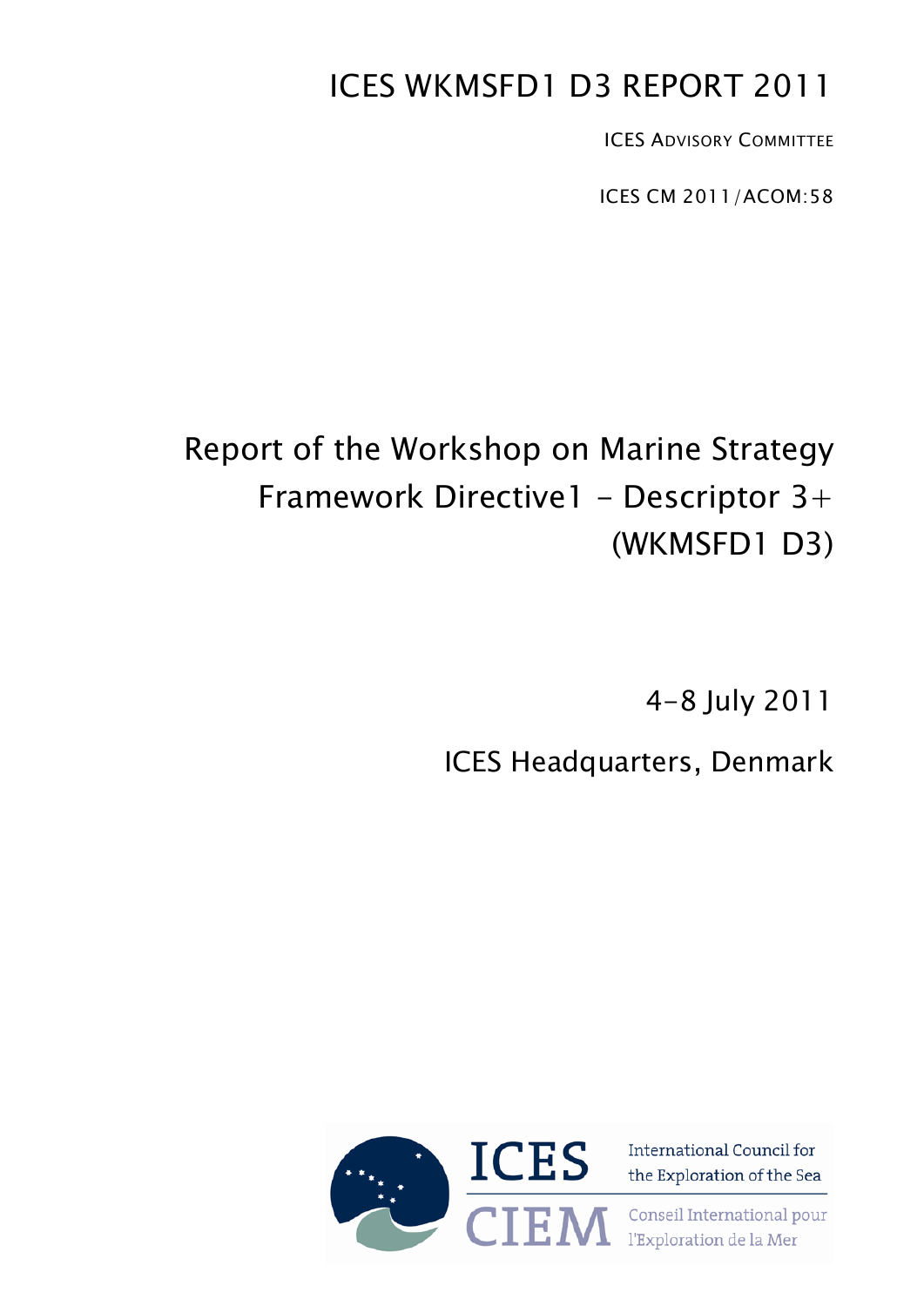# ICES WKMSFD1 D3 REPORT 2011

ICES ADVISORY COMMITTEE

ICES CM 2011/ACOM:58

## Report of the Workshop on Marine Strategy Framework Directive1 - Descriptor 3+ (WKMSFD1 D3)

4-8 July 2011

ICES Headquarters, Denmark

ICES International Council for the Exploration of the Sea

CIEM Conseil International pour l'Exploration de la Mer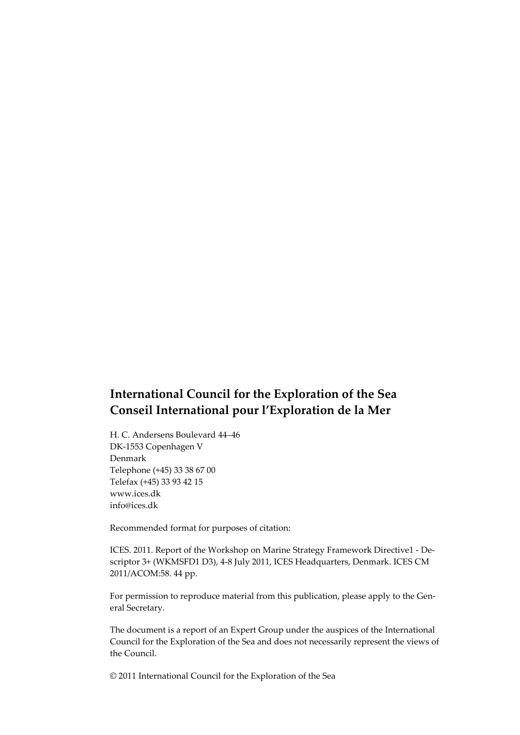**International Council for the Exploration of the Sea**
**Conseil International pour l'Exploration de la Mer**

H. C. Andersens Boulevard 44–46
DK-1553 Copenhagen V
Denmark
Telephone (+45) 33 38 67 00
Telefax (+45) 33 93 42 15
www.ices.dk
info@ices.dk

Recommended format for purposes of citation:

ICES. 2011. Report of the Workshop on Marine Strategy Framework Directive1 - Descriptor 3+ (WKMSFD1 D3), 4-8 July 2011, ICES Headquarters, Denmark. ICES CM 2011/ACOM:58. 44 pp.

For permission to reproduce material from this publication, please apply to the General Secretary.

The document is a report of an Expert Group under the auspices of the International Council for the Exploration of the Sea and does not necessarily represent the views of the Council.

© 2011 International Council for the Exploration of the Sea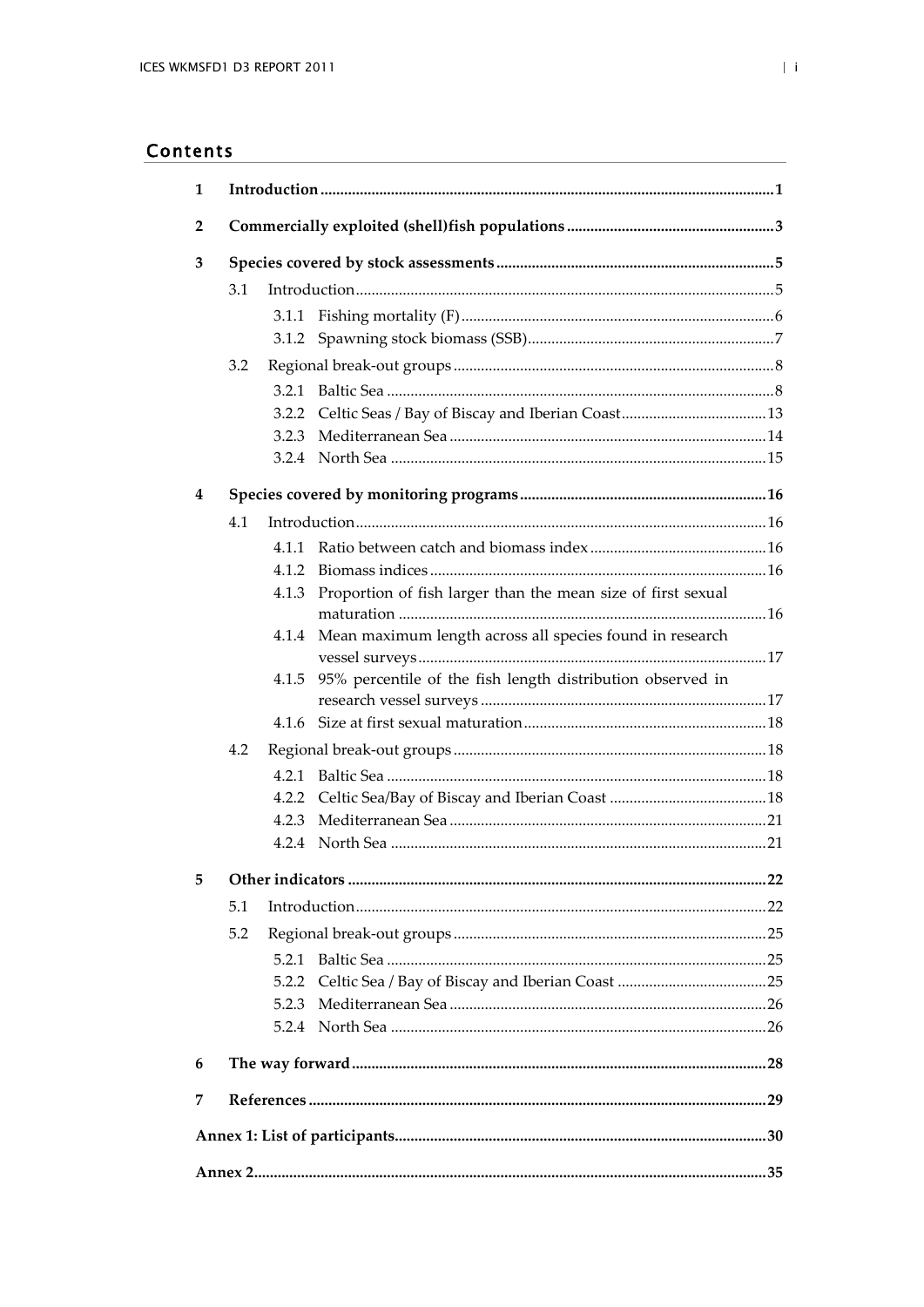## Contents

1 Introduction ..... 1

2 Commercially exploited (shell)fish populations ..... 3

3 Species covered by stock assessments ..... 5

- 3.1 Introduction ..... 5
  - 3.1.1 Fishing mortality (F) ..... 6
  - 3.1.2 Spawning stock biomass (SSB) ..... 7
- 3.2 Regional break-out groups ..... 8
  - 3.2.1 Baltic Sea ..... 8
  - 3.2.2 Celtic Seas / Bay of Biscay and Iberian Coast ..... 13
  - 3.2.3 Mediterranean Sea ..... 14
  - 3.2.4 North Sea ..... 15

4 Species covered by monitoring programs ..... 16

- 4.1 Introduction ..... 16
  - 4.1.1 Ratio between catch and biomass index ..... 16
  - 4.1.2 Biomass indices ..... 16
  - 4.1.3 Proportion of fish larger than the mean size of first sexual maturation ..... 16
  - 4.1.4 Mean maximum length across all species found in research vessel surveys ..... 17
  - 4.1.5 95% percentile of the fish length distribution observed in research vessel surveys ..... 17
  - 4.1.6 Size at first sexual maturation ..... 18
- 4.2 Regional break-out groups ..... 18
  - 4.2.1 Baltic Sea ..... 18
  - 4.2.2 Celtic Sea/Bay of Biscay and Iberian Coast ..... 18
  - 4.2.3 Mediterranean Sea ..... 21
  - 4.2.4 North Sea ..... 21

5 Other indicators ..... 22

- 5.1 Introduction ..... 22
- 5.2 Regional break-out groups ..... 25
  - 5.2.1 Baltic Sea ..... 25
  - 5.2.2 Celtic Sea / Bay of Biscay and Iberian Coast ..... 25
  - 5.2.3 Mediterranean Sea ..... 26
  - 5.2.4 North Sea ..... 26

6 The way forward ..... 28

7 References ..... 29

Annex 1: List of participants ..... 30

Annex 2 ..... 35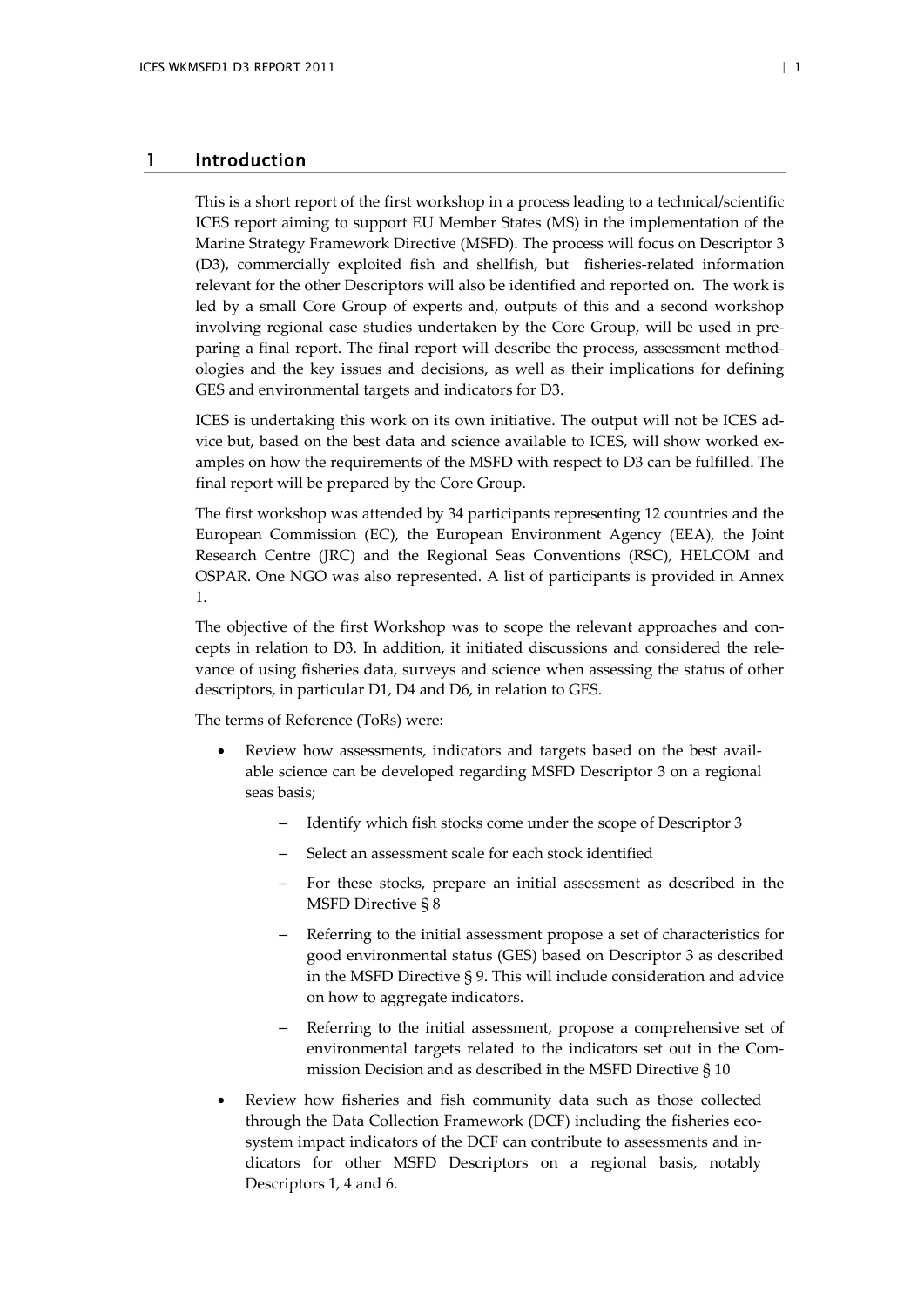# 1 Introduction

This is a short report of the first workshop in a process leading to a technical/scientific ICES report aiming to support EU Member States (MS) in the implementation of the Marine Strategy Framework Directive (MSFD). The process will focus on Descriptor 3 (D3), commercially exploited fish and shellfish, but fisheries-related information relevant for the other Descriptors will also be identified and reported on. The work is led by a small Core Group of experts and, outputs of this and a second workshop involving regional case studies undertaken by the Core Group, will be used in preparing a final report. The final report will describe the process, assessment methodologies and the key issues and decisions, as well as their implications for defining GES and environmental targets and indicators for D3.

ICES is undertaking this work on its own initiative. The output will not be ICES advice but, based on the best data and science available to ICES, will show worked examples on how the requirements of the MSFD with respect to D3 can be fulfilled. The final report will be prepared by the Core Group.

The first workshop was attended by 34 participants representing 12 countries and the European Commission (EC), the European Environment Agency (EEA), the Joint Research Centre (JRC) and the Regional Seas Conventions (RSC), HELCOM and OSPAR. One NGO was also represented. A list of participants is provided in Annex 1.

The objective of the first Workshop was to scope the relevant approaches and concepts in relation to D3. In addition, it initiated discussions and considered the relevance of using fisheries data, surveys and science when assessing the status of other descriptors, in particular D1, D4 and D6, in relation to GES.

The terms of Reference (ToRs) were:

- Review how assessments, indicators and targets based on the best available science can be developed regarding MSFD Descriptor 3 on a regional seas basis;
  - Identify which fish stocks come under the scope of Descriptor 3
  - Select an assessment scale for each stock identified
  - For these stocks, prepare an initial assessment as described in the MSFD Directive § 8
  - Referring to the initial assessment propose a set of characteristics for good environmental status (GES) based on Descriptor 3 as described in the MSFD Directive § 9. This will include consideration and advice on how to aggregate indicators.
  - Referring to the initial assessment, propose a comprehensive set of environmental targets related to the indicators set out in the Commission Decision and as described in the MSFD Directive § 10
- Review how fisheries and fish community data such as those collected through the Data Collection Framework (DCF) including the fisheries ecosystem impact indicators of the DCF can contribute to assessments and indicators for other MSFD Descriptors on a regional basis, notably Descriptors 1, 4 and 6.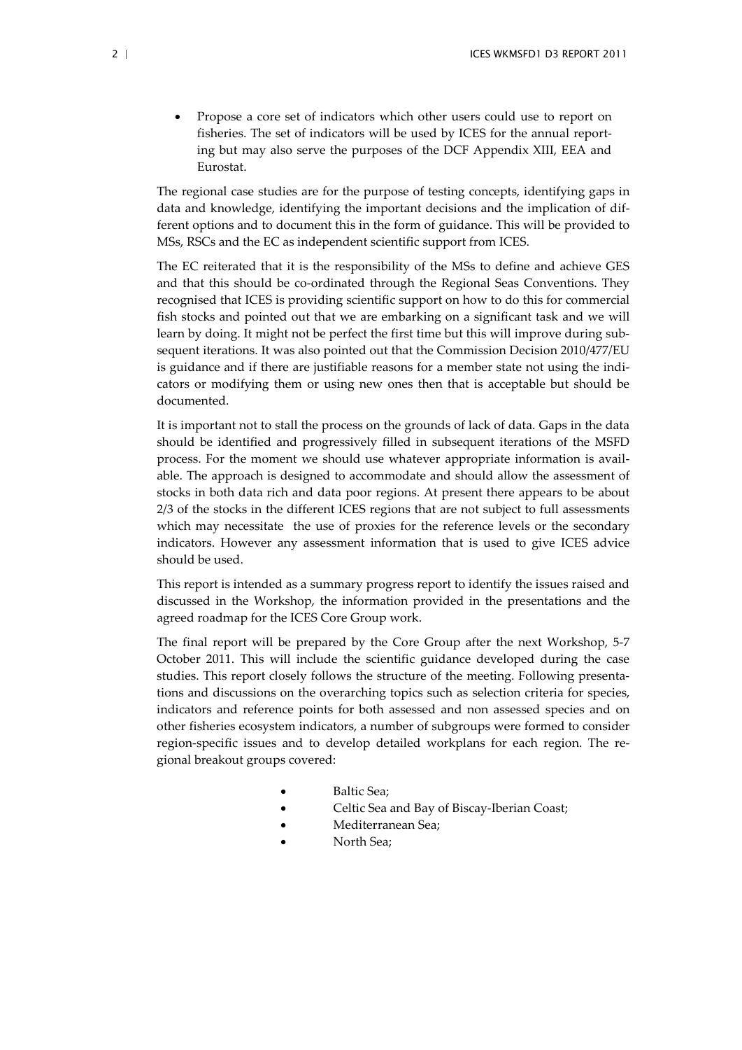- Propose a core set of indicators which other users could use to report on fisheries. The set of indicators will be used by ICES for the annual reporting but may also serve the purposes of the DCF Appendix XIII, EEA and Eurostat.

The regional case studies are for the purpose of testing concepts, identifying gaps in data and knowledge, identifying the important decisions and the implication of different options and to document this in the form of guidance. This will be provided to MSs, RSCs and the EC as independent scientific support from ICES.

The EC reiterated that it is the responsibility of the MSs to define and achieve GES and that this should be co-ordinated through the Regional Seas Conventions. They recognised that ICES is providing scientific support on how to do this for commercial fish stocks and pointed out that we are embarking on a significant task and we will learn by doing. It might not be perfect the first time but this will improve during subsequent iterations. It was also pointed out that the Commission Decision 2010/477/EU is guidance and if there are justifiable reasons for a member state not using the indicators or modifying them or using new ones then that is acceptable but should be documented.

It is important not to stall the process on the grounds of lack of data. Gaps in the data should be identified and progressively filled in subsequent iterations of the MSFD process. For the moment we should use whatever appropriate information is available. The approach is designed to accommodate and should allow the assessment of stocks in both data rich and data poor regions. At present there appears to be about 2/3 of the stocks in the different ICES regions that are not subject to full assessments which may necessitate the use of proxies for the reference levels or the secondary indicators. However any assessment information that is used to give ICES advice should be used.

This report is intended as a summary progress report to identify the issues raised and discussed in the Workshop, the information provided in the presentations and the agreed roadmap for the ICES Core Group work.

The final report will be prepared by the Core Group after the next Workshop, 5-7 October 2011. This will include the scientific guidance developed during the case studies. This report closely follows the structure of the meeting. Following presentations and discussions on the overarching topics such as selection criteria for species, indicators and reference points for both assessed and non assessed species and on other fisheries ecosystem indicators, a number of subgroups were formed to consider region-specific issues and to develop detailed workplans for each region. The regional breakout groups covered:

- Baltic Sea;
- Celtic Sea and Bay of Biscay-Iberian Coast;
- Mediterranean Sea;
- North Sea;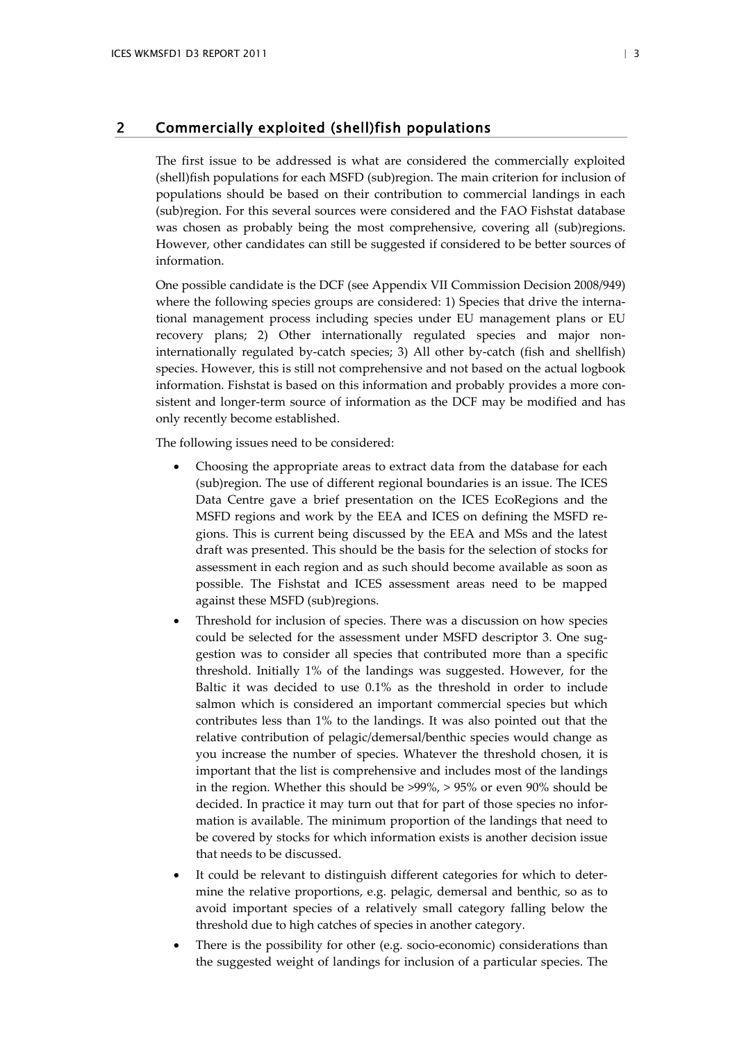## 2 Commercially exploited (shell)fish populations

The first issue to be addressed is what are considered the commercially exploited (shell)fish populations for each MSFD (sub)region. The main criterion for inclusion of populations should be based on their contribution to commercial landings in each (sub)region. For this several sources were considered and the FAO Fishstat database was chosen as probably being the most comprehensive, covering all (sub)regions. However, other candidates can still be suggested if considered to be better sources of information.

One possible candidate is the DCF (see Appendix VII Commission Decision 2008/949) where the following species groups are considered: 1) Species that drive the international management process including species under EU management plans or EU recovery plans; 2) Other internationally regulated species and major non-internationally regulated by-catch species; 3) All other by-catch (fish and shellfish) species. However, this is still not comprehensive and not based on the actual logbook information. Fishstat is based on this information and probably provides a more consistent and longer-term source of information as the DCF may be modified and has only recently become established.

The following issues need to be considered:

- Choosing the appropriate areas to extract data from the database for each (sub)region. The use of different regional boundaries is an issue. The ICES Data Centre gave a brief presentation on the ICES EcoRegions and the MSFD regions and work by the EEA and ICES on defining the MSFD regions. This is current being discussed by the EEA and MSs and the latest draft was presented. This should be the basis for the selection of stocks for assessment in each region and as such should become available as soon as possible. The Fishstat and ICES assessment areas need to be mapped against these MSFD (sub)regions.
- Threshold for inclusion of species. There was a discussion on how species could be selected for the assessment under MSFD descriptor 3. One suggestion was to consider all species that contributed more than a specific threshold. Initially 1% of the landings was suggested. However, for the Baltic it was decided to use 0.1% as the threshold in order to include salmon which is considered an important commercial species but which contributes less than 1% to the landings. It was also pointed out that the relative contribution of pelagic/demersal/benthic species would change as you increase the number of species. Whatever the threshold chosen, it is important that the list is comprehensive and includes most of the landings in the region. Whether this should be >99%, > 95% or even 90% should be decided. In practice it may turn out that for part of those species no information is available. The minimum proportion of the landings that need to be covered by stocks for which information exists is another decision issue that needs to be discussed.
- It could be relevant to distinguish different categories for which to determine the relative proportions, e.g. pelagic, demersal and benthic, so as to avoid important species of a relatively small category falling below the threshold due to high catches of species in another category.
- There is the possibility for other (e.g. socio-economic) considerations than the suggested weight of landings for inclusion of a particular species. The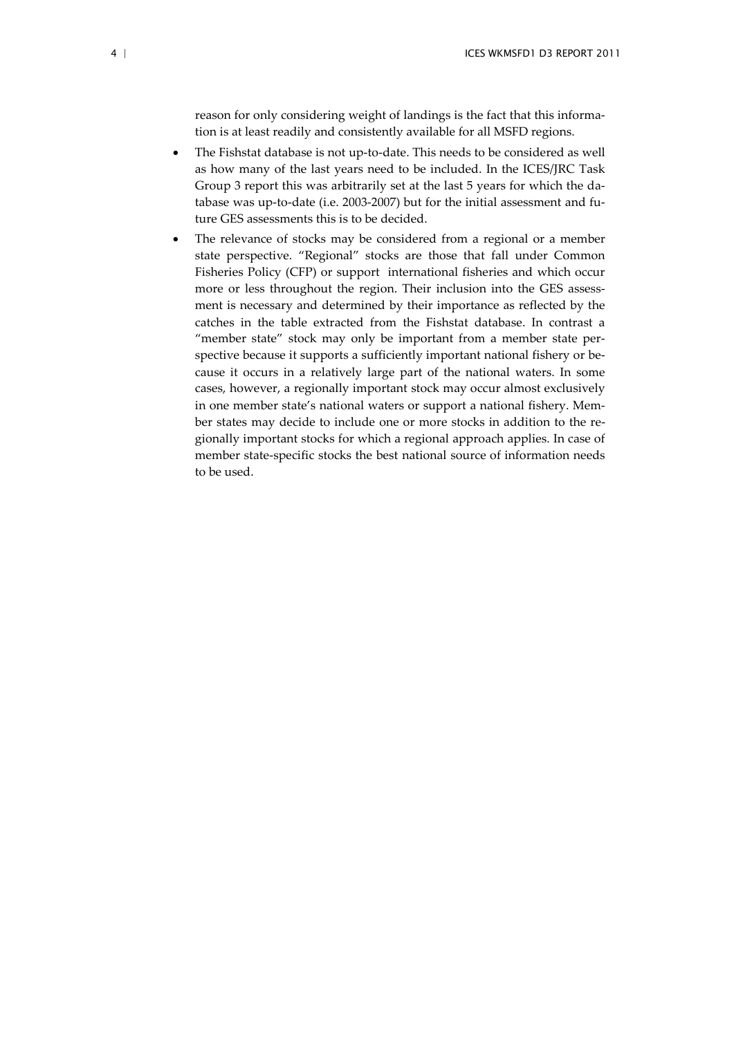reason for only considering weight of landings is the fact that this information is at least readily and consistently available for all MSFD regions.

- The Fishstat database is not up-to-date. This needs to be considered as well as how many of the last years need to be included. In the ICES/JRC Task Group 3 report this was arbitrarily set at the last 5 years for which the database was up-to-date (i.e. 2003-2007) but for the initial assessment and future GES assessments this is to be decided.
- The relevance of stocks may be considered from a regional or a member state perspective. "Regional" stocks are those that fall under Common Fisheries Policy (CFP) or support international fisheries and which occur more or less throughout the region. Their inclusion into the GES assessment is necessary and determined by their importance as reflected by the catches in the table extracted from the Fishstat database. In contrast a "member state" stock may only be important from a member state perspective because it supports a sufficiently important national fishery or because it occurs in a relatively large part of the national waters. In some cases, however, a regionally important stock may occur almost exclusively in one member state's national waters or support a national fishery. Member states may decide to include one or more stocks in addition to the regionally important stocks for which a regional approach applies. In case of member state-specific stocks the best national source of information needs to be used.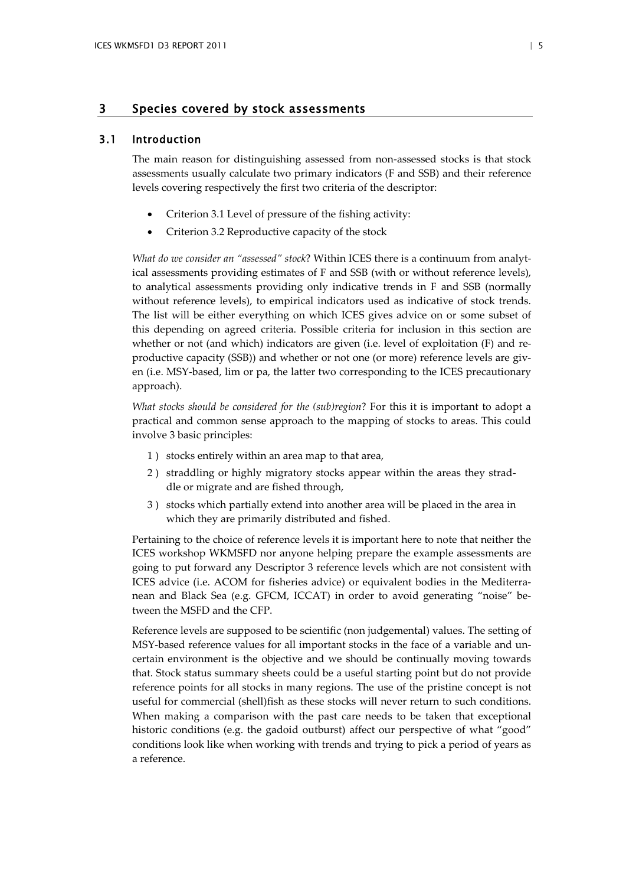# 3 Species covered by stock assessments

## 3.1 Introduction

The main reason for distinguishing assessed from non-assessed stocks is that stock assessments usually calculate two primary indicators (F and SSB) and their reference levels covering respectively the first two criteria of the descriptor:

- Criterion 3.1 Level of pressure of the fishing activity:
- Criterion 3.2 Reproductive capacity of the stock

*What do we consider an "assessed" stock*? Within ICES there is a continuum from analytical assessments providing estimates of F and SSB (with or without reference levels), to analytical assessments providing only indicative trends in F and SSB (normally without reference levels), to empirical indicators used as indicative of stock trends. The list will be either everything on which ICES gives advice on or some subset of this depending on agreed criteria. Possible criteria for inclusion in this section are whether or not (and which) indicators are given (i.e. level of exploitation (F) and reproductive capacity (SSB)) and whether or not one (or more) reference levels are given (i.e. MSY-based, lim or pa, the latter two corresponding to the ICES precautionary approach).

*What stocks should be considered for the (sub)region*? For this it is important to adopt a practical and common sense approach to the mapping of stocks to areas. This could involve 3 basic principles:

1) stocks entirely within an area map to that area,
2) straddling or highly migratory stocks appear within the areas they straddle or migrate and are fished through,
3) stocks which partially extend into another area will be placed in the area in which they are primarily distributed and fished.

Pertaining to the choice of reference levels it is important here to note that neither the ICES workshop WKMSFD nor anyone helping prepare the example assessments are going to put forward any Descriptor 3 reference levels which are not consistent with ICES advice (i.e. ACOM for fisheries advice) or equivalent bodies in the Mediterranean and Black Sea (e.g. GFCM, ICCAT) in order to avoid generating "noise" between the MSFD and the CFP.

Reference levels are supposed to be scientific (non judgemental) values. The setting of MSY-based reference values for all important stocks in the face of a variable and uncertain environment is the objective and we should be continually moving towards that. Stock status summary sheets could be a useful starting point but do not provide reference points for all stocks in many regions. The use of the pristine concept is not useful for commercial (shell)fish as these stocks will never return to such conditions. When making a comparison with the past care needs to be taken that exceptional historic conditions (e.g. the gadoid outburst) affect our perspective of what "good" conditions look like when working with trends and trying to pick a period of years as a reference.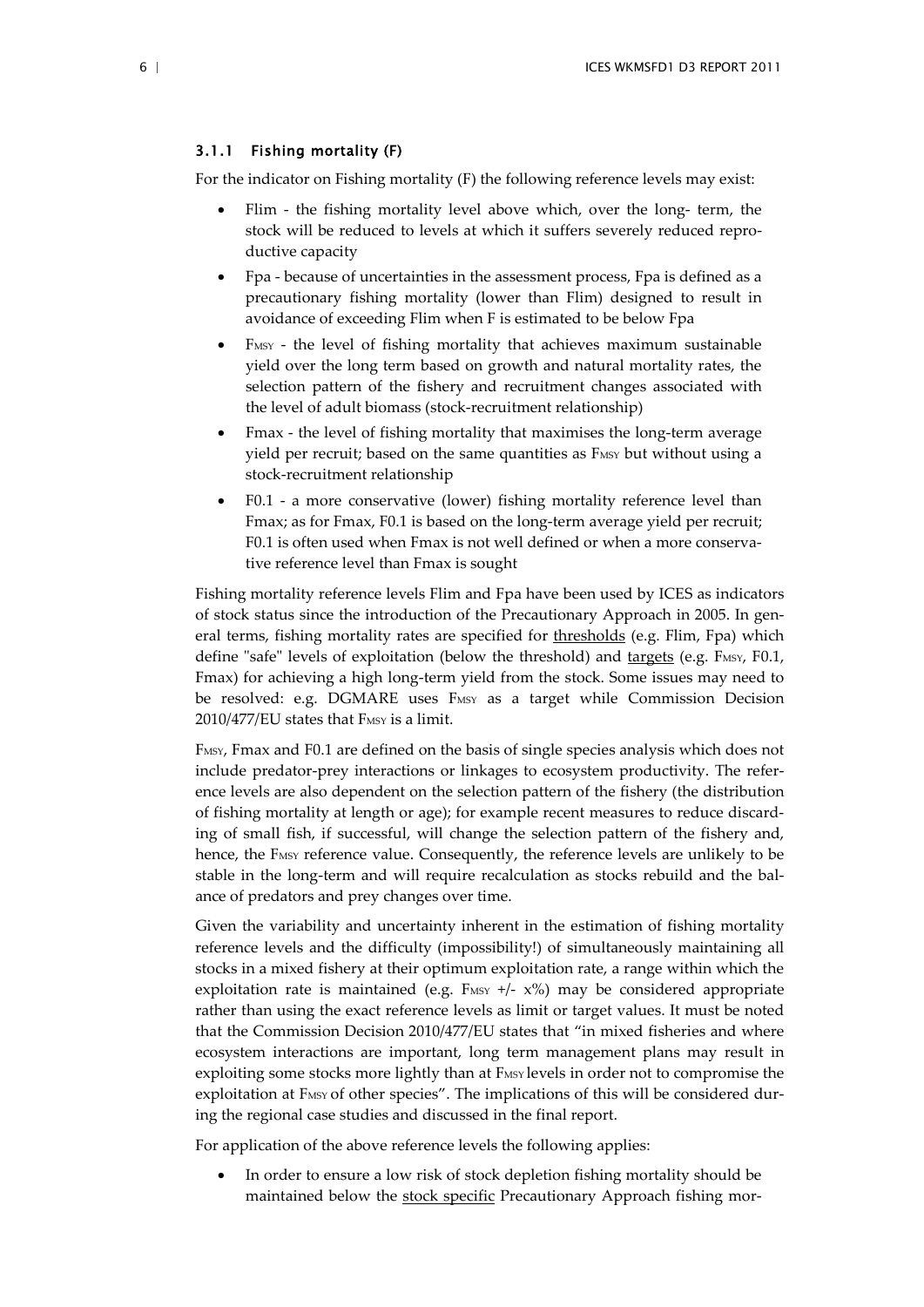### 3.1.1 Fishing mortality (F)

For the indicator on Fishing mortality (F) the following reference levels may exist:

- Flim - the fishing mortality level above which, over the long- term, the stock will be reduced to levels at which it suffers severely reduced reproductive capacity
- Fpa - because of uncertainties in the assessment process, Fpa is defined as a precautionary fishing mortality (lower than Flim) designed to result in avoidance of exceeding Flim when F is estimated to be below Fpa
- $F_{MSY}$ - the level of fishing mortality that achieves maximum sustainable yield over the long term based on growth and natural mortality rates, the selection pattern of the fishery and recruitment changes associated with the level of adult biomass (stock-recruitment relationship)
- Fmax - the level of fishing mortality that maximises the long-term average yield per recruit; based on the same quantities as $F_{MSY}$ but without using a stock-recruitment relationship
- F0.1 - a more conservative (lower) fishing mortality reference level than Fmax; as for Fmax, F0.1 is based on the long-term average yield per recruit; F0.1 is often used when Fmax is not well defined or when a more conservative reference level than Fmax is sought

Fishing mortality reference levels Flim and Fpa have been used by ICES as indicators of stock status since the introduction of the Precautionary Approach in 2005. In general terms, fishing mortality rates are specified for <u>thresholds</u> (e.g. Flim, Fpa) which define "safe" levels of exploitation (below the threshold) and <u>targets</u> (e.g. $F_{MSY}$, F0.1, Fmax) for achieving a high long-term yield from the stock. Some issues may need to be resolved: e.g. DGMARE uses $F_{MSY}$ as a target while Commission Decision 2010/477/EU states that $F_{MSY}$ is a limit.

$F_{MSY}$, Fmax and F0.1 are defined on the basis of single species analysis which does not include predator-prey interactions or linkages to ecosystem productivity. The reference levels are also dependent on the selection pattern of the fishery (the distribution of fishing mortality at length or age); for example recent measures to reduce discarding of small fish, if successful, will change the selection pattern of the fishery and, hence, the $F_{MSY}$ reference value. Consequently, the reference levels are unlikely to be stable in the long-term and will require recalculation as stocks rebuild and the balance of predators and prey changes over time.

Given the variability and uncertainty inherent in the estimation of fishing mortality reference levels and the difficulty (impossibility!) of simultaneously maintaining all stocks in a mixed fishery at their optimum exploitation rate, a range within which the exploitation rate is maintained (e.g. $F_{MSY}$ +/- x%) may be considered appropriate rather than using the exact reference levels as limit or target values. It must be noted that the Commission Decision 2010/477/EU states that "in mixed fisheries and where ecosystem interactions are important, long term management plans may result in exploiting some stocks more lightly than at $F_{MSY}$ levels in order not to compromise the exploitation at $F_{MSY}$ of other species". The implications of this will be considered during the regional case studies and discussed in the final report.

For application of the above reference levels the following applies:

- In order to ensure a low risk of stock depletion fishing mortality should be maintained below the <u>stock specific</u> Precautionary Approach fishing mor-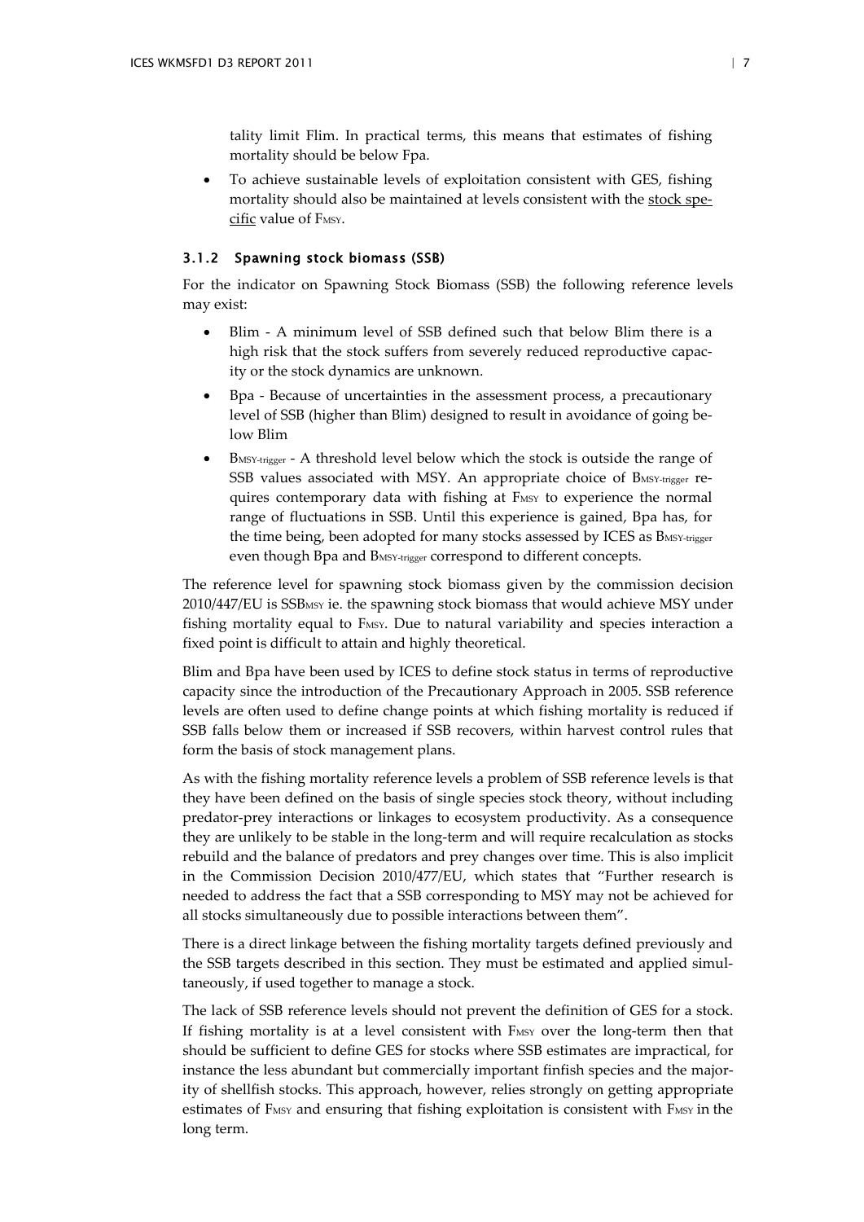tality limit Flim. In practical terms, this means that estimates of fishing mortality should be below Fpa.

- To achieve sustainable levels of exploitation consistent with GES, fishing mortality should also be maintained at levels consistent with the stock specific value of $F_{MSY}$.

### 3.1.2 Spawning stock biomass (SSB)

For the indicator on Spawning Stock Biomass (SSB) the following reference levels may exist:

- Blim - A minimum level of SSB defined such that below Blim there is a high risk that the stock suffers from severely reduced reproductive capacity or the stock dynamics are unknown.
- Bpa - Because of uncertainties in the assessment process, a precautionary level of SSB (higher than Blim) designed to result in avoidance of going below Blim
- $B_{MSY\text{-}trigger}$ - A threshold level below which the stock is outside the range of SSB values associated with MSY. An appropriate choice of $B_{MSY\text{-}trigger}$ requires contemporary data with fishing at $F_{MSY}$ to experience the normal range of fluctuations in SSB. Until this experience is gained, Bpa has, for the time being, been adopted for many stocks assessed by ICES as $B_{MSY\text{-}trigger}$ even though Bpa and $B_{MSY\text{-}trigger}$ correspond to different concepts.

The reference level for spawning stock biomass given by the commission decision 2010/447/EU is $SSB_{MSY}$ ie. the spawning stock biomass that would achieve MSY under fishing mortality equal to $F_{MSY}$. Due to natural variability and species interaction a fixed point is difficult to attain and highly theoretical.

Blim and Bpa have been used by ICES to define stock status in terms of reproductive capacity since the introduction of the Precautionary Approach in 2005. SSB reference levels are often used to define change points at which fishing mortality is reduced if SSB falls below them or increased if SSB recovers, within harvest control rules that form the basis of stock management plans.

As with the fishing mortality reference levels a problem of SSB reference levels is that they have been defined on the basis of single species stock theory, without including predator-prey interactions or linkages to ecosystem productivity. As a consequence they are unlikely to be stable in the long-term and will require recalculation as stocks rebuild and the balance of predators and prey changes over time. This is also implicit in the Commission Decision 2010/477/EU, which states that "Further research is needed to address the fact that a SSB corresponding to MSY may not be achieved for all stocks simultaneously due to possible interactions between them".

There is a direct linkage between the fishing mortality targets defined previously and the SSB targets described in this section. They must be estimated and applied simultaneously, if used together to manage a stock.

The lack of SSB reference levels should not prevent the definition of GES for a stock. If fishing mortality is at a level consistent with $F_{MSY}$ over the long-term then that should be sufficient to define GES for stocks where SSB estimates are impractical, for instance the less abundant but commercially important finfish species and the majority of shellfish stocks. This approach, however, relies strongly on getting appropriate estimates of $F_{MSY}$ and ensuring that fishing exploitation is consistent with $F_{MSY}$ in the long term.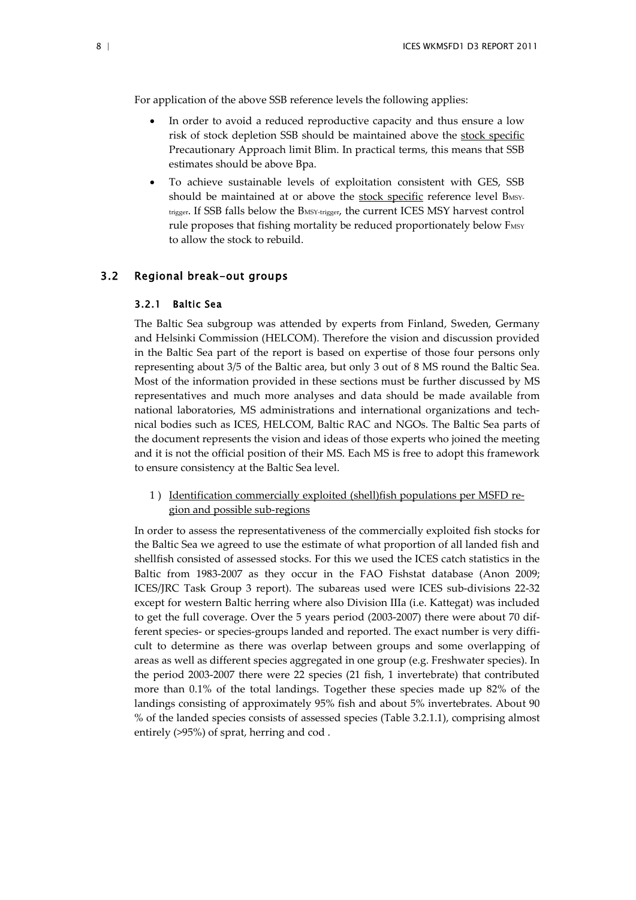For application of the above SSB reference levels the following applies:

- In order to avoid a reduced reproductive capacity and thus ensure a low risk of stock depletion SSB should be maintained above the stock specific Precautionary Approach limit Blim. In practical terms, this means that SSB estimates should be above Bpa.
- To achieve sustainable levels of exploitation consistent with GES, SSB should be maintained at or above the stock specific reference level $B_{MSY-trigger}$. If SSB falls below the $B_{MSY-trigger}$, the current ICES MSY harvest control rule proposes that fishing mortality be reduced proportionately below $F_{MSY}$ to allow the stock to rebuild.

## 3.2 Regional break-out groups

### 3.2.1 Baltic Sea

The Baltic Sea subgroup was attended by experts from Finland, Sweden, Germany and Helsinki Commission (HELCOM). Therefore the vision and discussion provided in the Baltic Sea part of the report is based on expertise of those four persons only representing about 3/5 of the Baltic area, but only 3 out of 8 MS round the Baltic Sea. Most of the information provided in these sections must be further discussed by MS representatives and much more analyses and data should be made available from national laboratories, MS administrations and international organizations and technical bodies such as ICES, HELCOM, Baltic RAC and NGOs. The Baltic Sea parts of the document represents the vision and ideas of those experts who joined the meeting and it is not the official position of their MS. Each MS is free to adopt this framework to ensure consistency at the Baltic Sea level.

1 ) Identification commercially exploited (shell)fish populations per MSFD region and possible sub-regions

In order to assess the representativeness of the commercially exploited fish stocks for the Baltic Sea we agreed to use the estimate of what proportion of all landed fish and shellfish consisted of assessed stocks. For this we used the ICES catch statistics in the Baltic from 1983-2007 as they occur in the FAO Fishstat database (Anon 2009; ICES/JRC Task Group 3 report). The subareas used were ICES sub-divisions 22-32 except for western Baltic herring where also Division IIIa (i.e. Kattegat) was included to get the full coverage. Over the 5 years period (2003-2007) there were about 70 different species- or species-groups landed and reported. The exact number is very difficult to determine as there was overlap between groups and some overlapping of areas as well as different species aggregated in one group (e.g. Freshwater species). In the period 2003-2007 there were 22 species (21 fish, 1 invertebrate) that contributed more than 0.1% of the total landings. Together these species made up 82% of the landings consisting of approximately 95% fish and about 5% invertebrates. About 90 % of the landed species consists of assessed species (Table 3.2.1.1), comprising almost entirely (>95%) of sprat, herring and cod .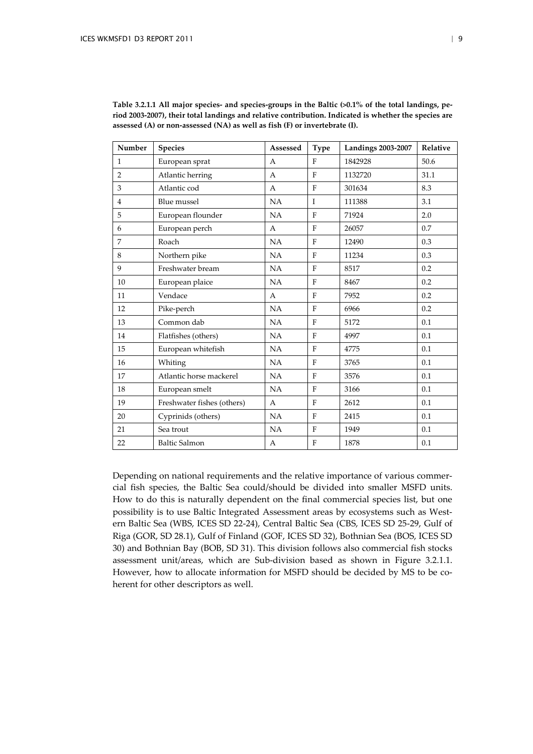**Table 3.2.1.1 All major species- and species-groups in the Baltic (>0.1% of the total landings, period 2003-2007), their total landings and relative contribution. Indicated is whether the species are assessed (A) or non-assessed (NA) as well as fish (F) or invertebrate (I).**

| Number | Species | Assessed | Type | Landings 2003-2007 | Relative |
|---|---|---|---|---|---|
| 1 | European sprat | A | F | 1842928 | 50.6 |
| 2 | Atlantic herring | A | F | 1132720 | 31.1 |
| 3 | Atlantic cod | A | F | 301634 | 8.3 |
| 4 | Blue mussel | NA | I | 111388 | 3.1 |
| 5 | European flounder | NA | F | 71924 | 2.0 |
| 6 | European perch | A | F | 26057 | 0.7 |
| 7 | Roach | NA | F | 12490 | 0.3 |
| 8 | Northern pike | NA | F | 11234 | 0.3 |
| 9 | Freshwater bream | NA | F | 8517 | 0.2 |
| 10 | European plaice | NA | F | 8467 | 0.2 |
| 11 | Vendace | A | F | 7952 | 0.2 |
| 12 | Pike-perch | NA | F | 6966 | 0.2 |
| 13 | Common dab | NA | F | 5172 | 0.1 |
| 14 | Flatfishes (others) | NA | F | 4997 | 0.1 |
| 15 | European whitefish | NA | F | 4775 | 0.1 |
| 16 | Whiting | NA | F | 3765 | 0.1 |
| 17 | Atlantic horse mackerel | NA | F | 3576 | 0.1 |
| 18 | European smelt | NA | F | 3166 | 0.1 |
| 19 | Freshwater fishes (others) | A | F | 2612 | 0.1 |
| 20 | Cyprinids (others) | NA | F | 2415 | 0.1 |
| 21 | Sea trout | NA | F | 1949 | 0.1 |
| 22 | Baltic Salmon | A | F | 1878 | 0.1 |

Depending on national requirements and the relative importance of various commercial fish species, the Baltic Sea could/should be divided into smaller MSFD units. How to do this is naturally dependent on the final commercial species list, but one possibility is to use Baltic Integrated Assessment areas by ecosystems such as Western Baltic Sea (WBS, ICES SD 22-24), Central Baltic Sea (CBS, ICES SD 25-29, Gulf of Riga (GOR, SD 28.1), Gulf of Finland (GOF, ICES SD 32), Bothnian Sea (BOS, ICES SD 30) and Bothnian Bay (BOB, SD 31). This division follows also commercial fish stocks assessment unit/areas, which are Sub-division based as shown in Figure 3.2.1.1. However, how to allocate information for MSFD should be decided by MS to be coherent for other descriptors as well.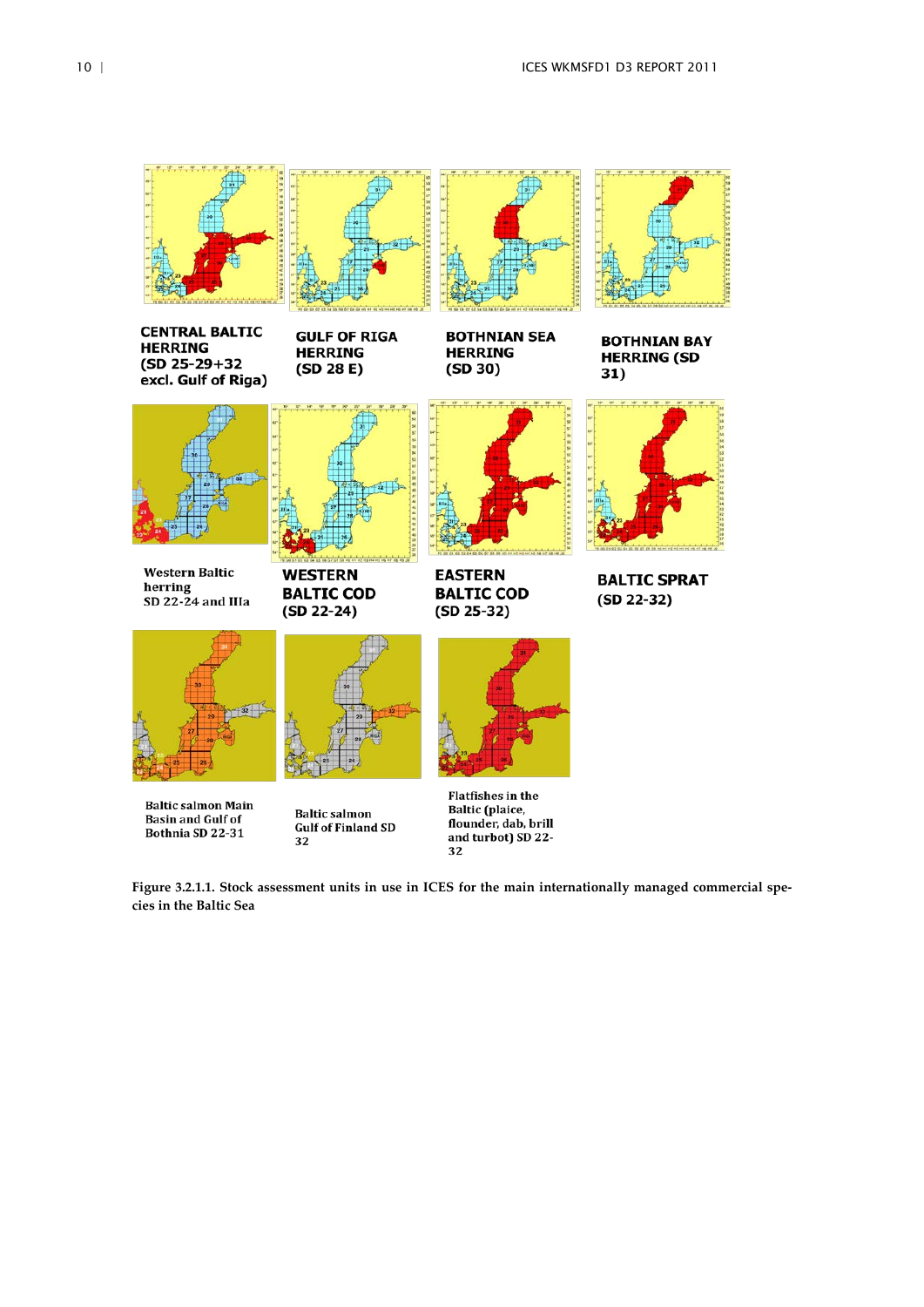CENTRAL BALTIC HERRING (SD 25-29+32 excl. Gulf of Riga)

GULF OF RIGA HERRING (SD 28 E)

BOTHNIAN SEA HERRING (SD 30)

BOTHNIAN BAY HERRING (SD 31)

Western Baltic herring SD 22-24 and IIIa

WESTERN BALTIC COD (SD 22-24)

EASTERN BALTIC COD (SD 25-32)

BALTIC SPRAT (SD 22-32)

Baltic salmon Main Basin and Gulf of Bothnia SD 22-31

Baltic salmon Gulf of Finland SD 32

Flatfishes in the Baltic (plaice, flounder, dab, brill and turbot) SD 22-32

**Figure 3.2.1.1. Stock assessment units in use in ICES for the main internationally managed commercial species in the Baltic Sea**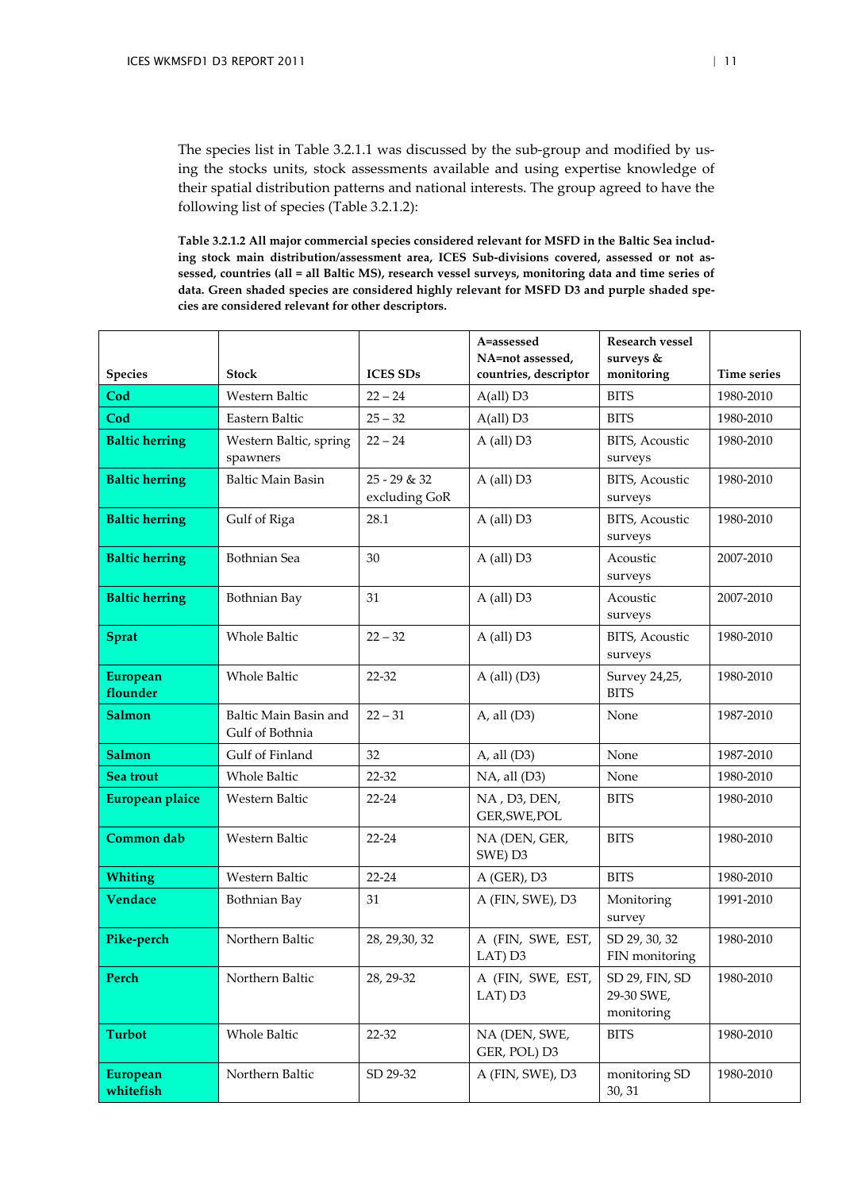The species list in Table 3.2.1.1 was discussed by the sub-group and modified by using the stocks units, stock assessments available and using expertise knowledge of their spatial distribution patterns and national interests. The group agreed to have the following list of species (Table 3.2.1.2):

**Table 3.2.1.2 All major commercial species considered relevant for MSFD in the Baltic Sea including stock main distribution/assessment area, ICES Sub-divisions covered, assessed or not assessed, countries (all = all Baltic MS), research vessel surveys, monitoring data and time series of data. Green shaded species are considered highly relevant for MSFD D3 and purple shaded species are considered relevant for other descriptors.**

| Species | Stock | ICES SDs | A=assessed NA=not assessed, countries, descriptor | Research vessel surveys & monitoring | Time series |
|---|---|---|---|---|---|
| **Cod** | Western Baltic | 22 – 24 | A(all) D3 | BITS | 1980-2010 |
| **Cod** | Eastern Baltic | 25 – 32 | A(all) D3 | BITS | 1980-2010 |
| **Baltic herring** | Western Baltic, spring spawners | 22 – 24 | A (all) D3 | BITS, Acoustic surveys | 1980-2010 |
| **Baltic herring** | Baltic Main Basin | 25 - 29 & 32 excluding GoR | A (all) D3 | BITS, Acoustic surveys | 1980-2010 |
| **Baltic herring** | Gulf of Riga | 28.1 | A (all) D3 | BITS, Acoustic surveys | 1980-2010 |
| **Baltic herring** | Bothnian Sea | 30 | A (all) D3 | Acoustic surveys | 2007-2010 |
| **Baltic herring** | Bothnian Bay | 31 | A (all) D3 | Acoustic surveys | 2007-2010 |
| **Sprat** | Whole Baltic | 22 – 32 | A (all) D3 | BITS, Acoustic surveys | 1980-2010 |
| **European flounder** | Whole Baltic | 22-32 | A (all) (D3) | Survey 24,25, BITS | 1980-2010 |
| **Salmon** | Baltic Main Basin and Gulf of Bothnia | 22 – 31 | A, all (D3) | None | 1987-2010 |
| **Salmon** | Gulf of Finland | 32 | A, all (D3) | None | 1987-2010 |
| **Sea trout** | Whole Baltic | 22-32 | NA, all (D3) | None | 1980-2010 |
| **European plaice** | Western Baltic | 22-24 | NA , D3, DEN, GER,SWE,POL | BITS | 1980-2010 |
| **Common dab** | Western Baltic | 22-24 | NA (DEN, GER, SWE) D3 | BITS | 1980-2010 |
| **Whiting** | Western Baltic | 22-24 | A (GER), D3 | BITS | 1980-2010 |
| **Vendace** | Bothnian Bay | 31 | A (FIN, SWE), D3 | Monitoring survey | 1991-2010 |
| **Pike-perch** | Northern Baltic | 28, 29,30, 32 | A (FIN, SWE, EST, LAT) D3 | SD 29, 30, 32 FIN monitoring | 1980-2010 |
| **Perch** | Northern Baltic | 28, 29-32 | A (FIN, SWE, EST, LAT) D3 | SD 29, FIN, SD 29-30 SWE, monitoring | 1980-2010 |
| **Turbot** | Whole Baltic | 22-32 | NA (DEN, SWE, GER, POL) D3 | BITS | 1980-2010 |
| **European whitefish** | Northern Baltic | SD 29-32 | A (FIN, SWE), D3 | monitoring SD 30, 31 | 1980-2010 |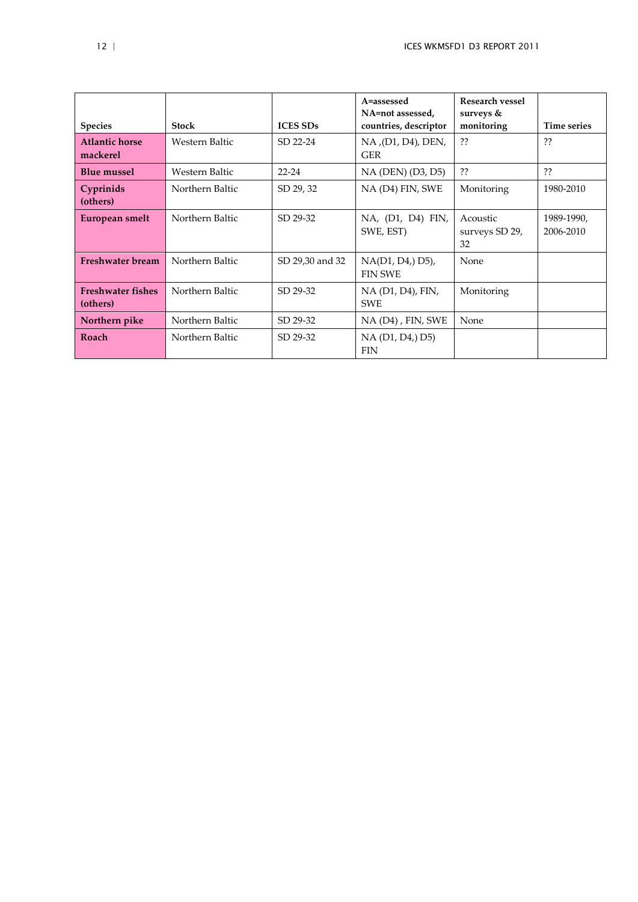| Species | Stock | ICES SDs | A=assessed NA=not assessed, countries, descriptor | Research vessel surveys & monitoring | Time series |
|---|---|---|---|---|---|
| **Atlantic horse mackerel** | Western Baltic | SD 22-24 | NA ,(D1, D4), DEN, GER | ?? | ?? |
| **Blue mussel** | Western Baltic | 22-24 | NA (DEN) (D3, D5) | ?? | ?? |
| **Cyprinids (others)** | Northern Baltic | SD 29, 32 | NA (D4) FIN, SWE | Monitoring | 1980-2010 |
| **European smelt** | Northern Baltic | SD 29-32 | NA, (D1, D4) FIN, SWE, EST) | Acoustic surveys SD 29, 32 | 1989-1990, 2006-2010 |
| **Freshwater bream** | Northern Baltic | SD 29,30 and 32 | NA(D1, D4,) D5), FIN SWE | None | |
| **Freshwater fishes (others)** | Northern Baltic | SD 29-32 | NA (D1, D4), FIN, SWE | Monitoring | |
| **Northern pike** | Northern Baltic | SD 29-32 | NA (D4) , FIN, SWE | None | |
| **Roach** | Northern Baltic | SD 29-32 | NA (D1, D4,) D5) FIN | | |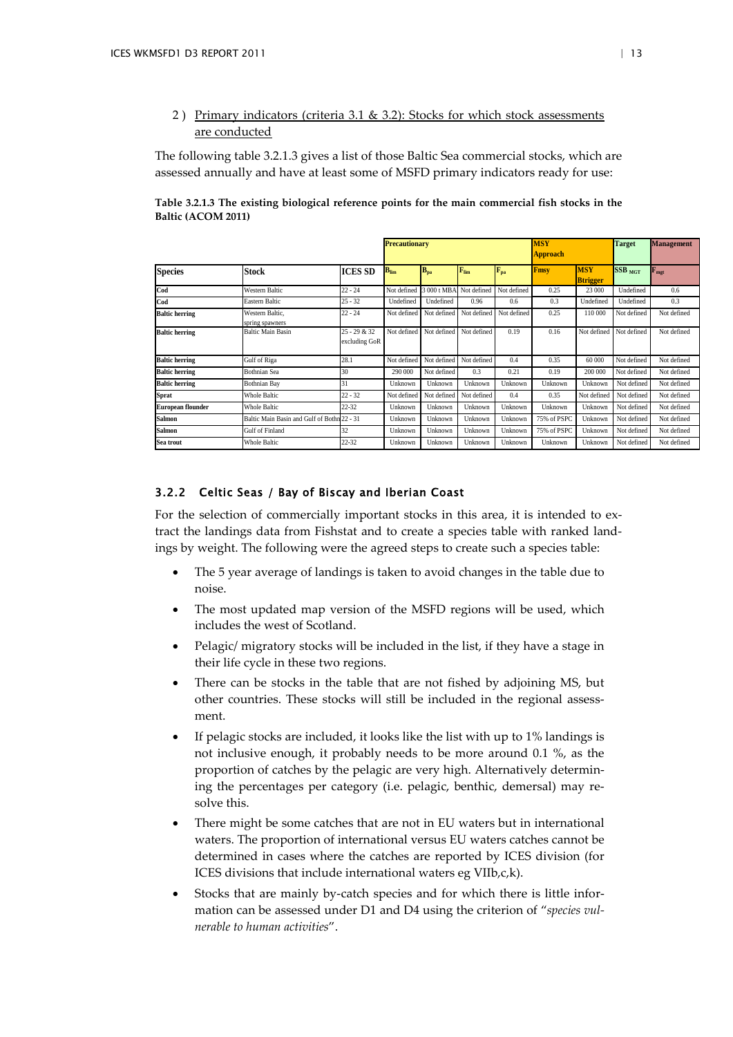2 ) Primary indicators (criteria 3.1 & 3.2): Stocks for which stock assessments are conducted

The following table 3.2.1.3 gives a list of those Baltic Sea commercial stocks, which are assessed annually and have at least some of MSFD primary indicators ready for use:

**Table 3.2.1.3 The existing biological reference points for the main commercial fish stocks in the Baltic (ACOM 2011)**

| | | | Precautionary | | | | MSY Approach | | Target | Management |
|---|---|---|---|---|---|---|---|---|---|---|
| **Species** | **Stock** | **ICES SD** | $B_{lim}$ | $B_{pa}$ | $F_{lim}$ | $F_{pa}$ | Fmsy | MSY Btrigger | $SSB_{MGT}$ | $F_{mgt}$ |
| **Cod** | Western Baltic | 22 - 24 | Not defined | 3 000 t MBA | Not defined | Not defined | 0.25 | 23 000 | Undefined | 0.6 |
| **Cod** | Eastern Baltic | 25 - 32 | Undefined | Undefined | 0.96 | 0.6 | 0.3 | Undefined | Undefined | 0.3 |
| **Baltic herring** | Western Baltic, spring spawners | 22 - 24 | Not defined | Not defined | Not defined | Not defined | 0.25 | 110 000 | Not defined | Not defined |
| **Baltic herring** | Baltic Main Basin | 25 - 29 & 32 excluding GoR | Not defined | Not defined | Not defined | 0.19 | 0.16 | Not defined | Not defined | Not defined |
| **Baltic herring** | Gulf of Riga | 28.1 | Not defined | Not defined | Not defined | 0.4 | 0.35 | 60 000 | Not defined | Not defined |
| **Baltic herring** | Bothnian Sea | 30 | 290 000 | Not defined | 0.3 | 0.21 | 0.19 | 200 000 | Not defined | Not defined |
| **Baltic herring** | Bothnian Bay | 31 | Unknown | Unknown | Unknown | Unknown | Unknown | Unknown | Not defined | Not defined |
| **Sprat** | Whole Baltic | 22 - 32 | Not defined | Not defined | Not defined | 0.4 | 0.35 | Not defined | Not defined | Not defined |
| **European flounder** | Whole Baltic | 22-32 | Unknown | Unknown | Unknown | Unknown | Unknown | Unknown | Not defined | Not defined |
| **Salmon** | Baltic Main Basin and Gulf of Bothnia | 22 - 31 | Unknown | Unknown | Unknown | Unknown | 75% of PSPC | Unknown | Not defined | Not defined |
| **Salmon** | Gulf of Finland | 32 | Unknown | Unknown | Unknown | Unknown | 75% of PSPC | Unknown | Not defined | Not defined |
| **Sea trout** | Whole Baltic | 22-32 | Unknown | Unknown | Unknown | Unknown | Unknown | Unknown | Not defined | Not defined |

### 3.2.2 Celtic Seas / Bay of Biscay and Iberian Coast

For the selection of commercially important stocks in this area, it is intended to extract the landings data from Fishstat and to create a species table with ranked landings by weight. The following were the agreed steps to create such a species table:

- The 5 year average of landings is taken to avoid changes in the table due to noise.
- The most updated map version of the MSFD regions will be used, which includes the west of Scotland.
- Pelagic/ migratory stocks will be included in the list, if they have a stage in their life cycle in these two regions.
- There can be stocks in the table that are not fished by adjoining MS, but other countries. These stocks will still be included in the regional assessment.
- If pelagic stocks are included, it looks like the list with up to 1% landings is not inclusive enough, it probably needs to be more around 0.1 %, as the proportion of catches by the pelagic are very high. Alternatively determining the percentages per category (i.e. pelagic, benthic, demersal) may resolve this.
- There might be some catches that are not in EU waters but in international waters. The proportion of international versus EU waters catches cannot be determined in cases where the catches are reported by ICES division (for ICES divisions that include international waters eg VIIb,c,k).
- Stocks that are mainly by-catch species and for which there is little information can be assessed under D1 and D4 using the criterion of "*species vulnerable to human activities*".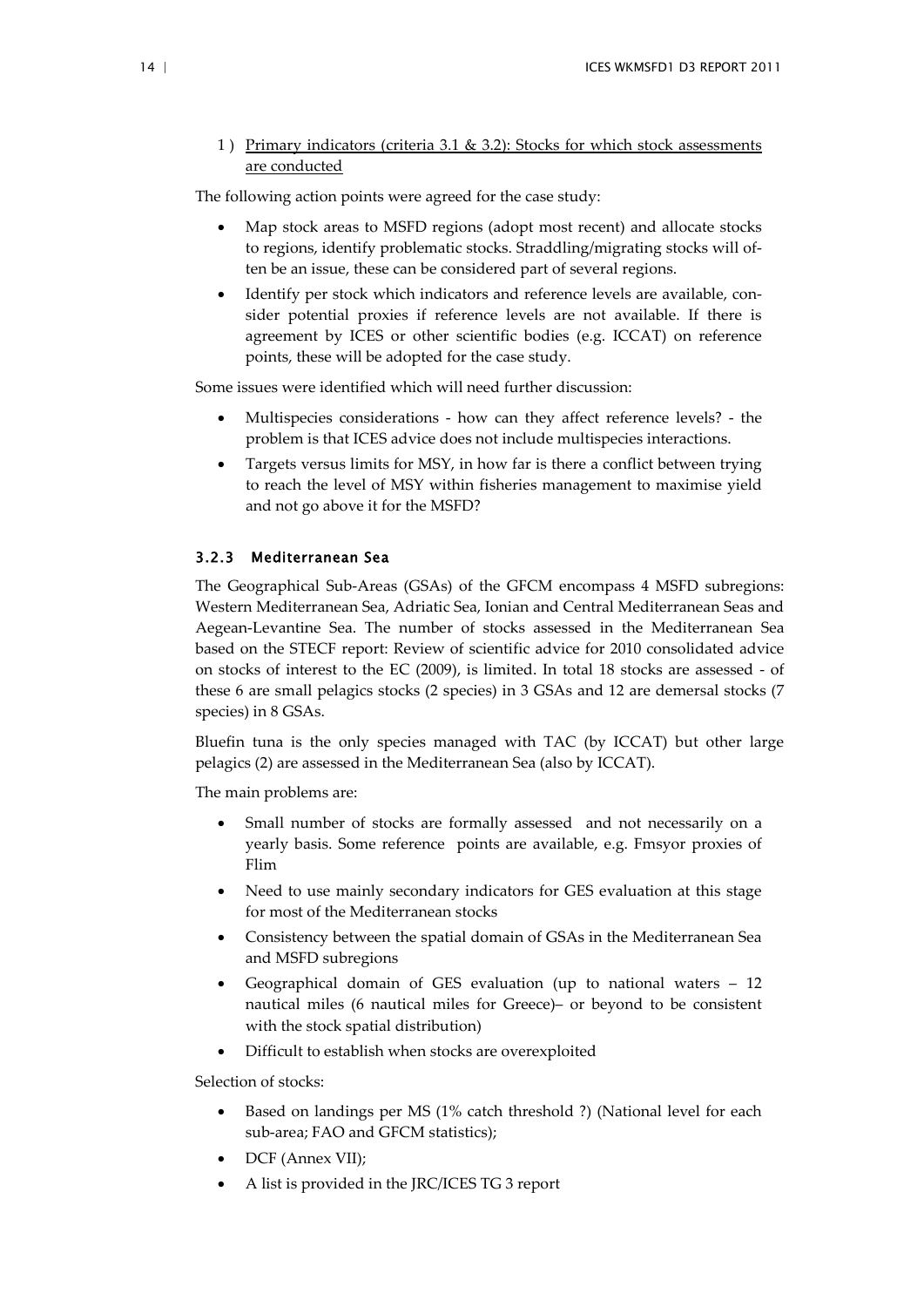1 ) <u>Primary indicators (criteria 3.1 & 3.2): Stocks for which stock assessments are conducted</u>

The following action points were agreed for the case study:

- Map stock areas to MSFD regions (adopt most recent) and allocate stocks to regions, identify problematic stocks. Straddling/migrating stocks will often be an issue, these can be considered part of several regions.
- Identify per stock which indicators and reference levels are available, consider potential proxies if reference levels are not available. If there is agreement by ICES or other scientific bodies (e.g. ICCAT) on reference points, these will be adopted for the case study.

Some issues were identified which will need further discussion:

- Multispecies considerations - how can they affect reference levels? - the problem is that ICES advice does not include multispecies interactions.
- Targets versus limits for MSY, in how far is there a conflict between trying to reach the level of MSY within fisheries management to maximise yield and not go above it for the MSFD?

### 3.2.3 Mediterranean Sea

The Geographical Sub-Areas (GSAs) of the GFCM encompass 4 MSFD subregions: Western Mediterranean Sea, Adriatic Sea, Ionian and Central Mediterranean Seas and Aegean-Levantine Sea. The number of stocks assessed in the Mediterranean Sea based on the STECF report: Review of scientific advice for 2010 consolidated advice on stocks of interest to the EC (2009), is limited. In total 18 stocks are assessed - of these 6 are small pelagics stocks (2 species) in 3 GSAs and 12 are demersal stocks (7 species) in 8 GSAs.

Bluefin tuna is the only species managed with TAC (by ICCAT) but other large pelagics (2) are assessed in the Mediterranean Sea (also by ICCAT).

The main problems are:

- Small number of stocks are formally assessed and not necessarily on a yearly basis. Some reference points are available, e.g. Fmsyor proxies of Flim
- Need to use mainly secondary indicators for GES evaluation at this stage for most of the Mediterranean stocks
- Consistency between the spatial domain of GSAs in the Mediterranean Sea and MSFD subregions
- Geographical domain of GES evaluation (up to national waters – 12 nautical miles (6 nautical miles for Greece)– or beyond to be consistent with the stock spatial distribution)
- Difficult to establish when stocks are overexploited

Selection of stocks:

- Based on landings per MS (1% catch threshold ?) (National level for each sub-area; FAO and GFCM statistics);
- DCF (Annex VII);
- A list is provided in the JRC/ICES TG 3 report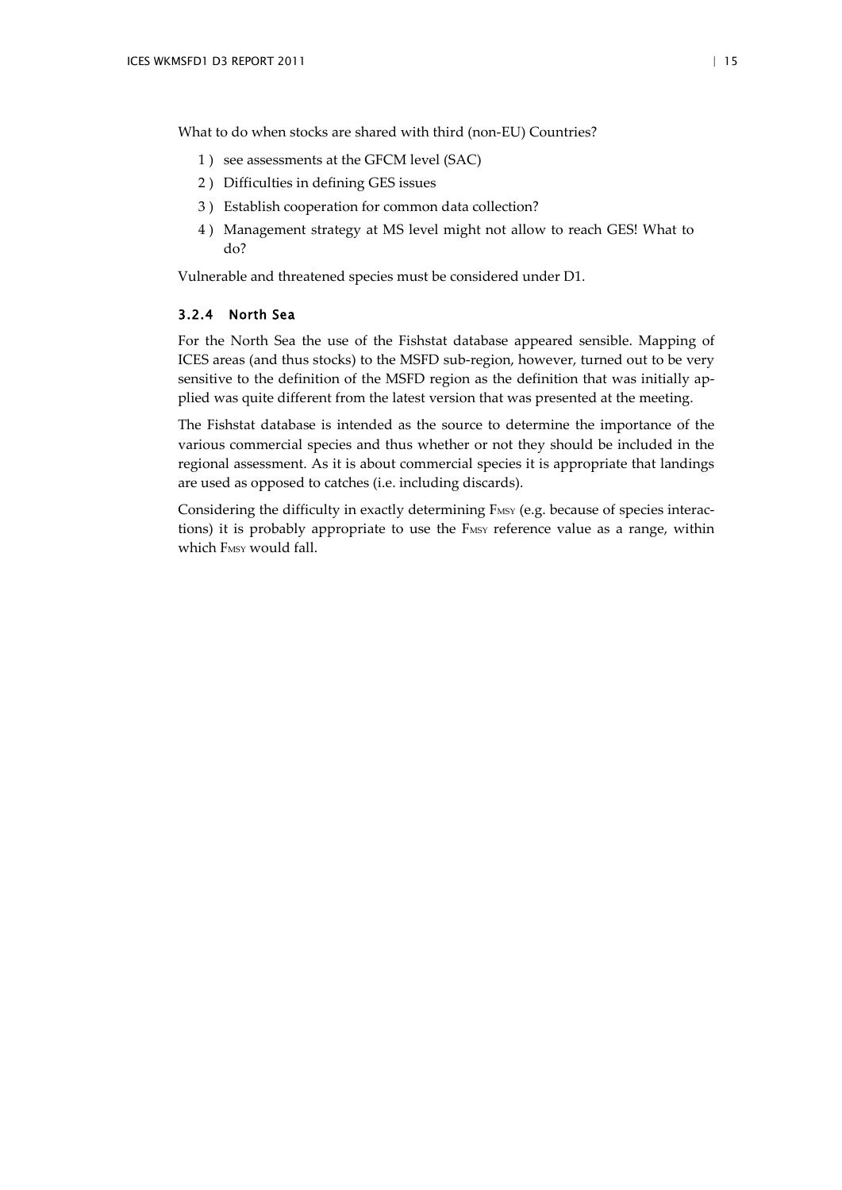What to do when stocks are shared with third (non-EU) Countries?

1 ) see assessments at the GFCM level (SAC)
2 ) Difficulties in defining GES issues
3 ) Establish cooperation for common data collection?
4 ) Management strategy at MS level might not allow to reach GES! What to do?

Vulnerable and threatened species must be considered under D1.

### 3.2.4 North Sea

For the North Sea the use of the Fishstat database appeared sensible. Mapping of ICES areas (and thus stocks) to the MSFD sub-region, however, turned out to be very sensitive to the definition of the MSFD region as the definition that was initially applied was quite different from the latest version that was presented at the meeting.

The Fishstat database is intended as the source to determine the importance of the various commercial species and thus whether or not they should be included in the regional assessment. As it is about commercial species it is appropriate that landings are used as opposed to catches (i.e. including discards).

Considering the difficulty in exactly determining $F_{MSY}$ (e.g. because of species interactions) it is probably appropriate to use the $F_{MSY}$ reference value as a range, within which $F_{MSY}$ would fall.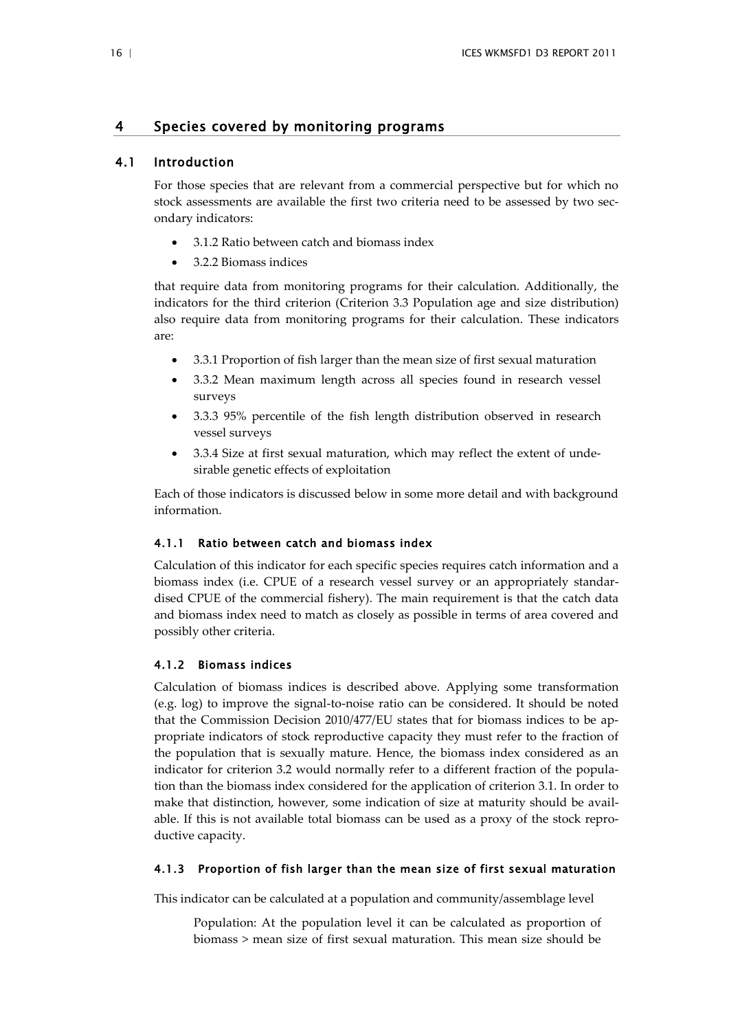# 4 Species covered by monitoring programs

## 4.1 Introduction

For those species that are relevant from a commercial perspective but for which no stock assessments are available the first two criteria need to be assessed by two secondary indicators:

- 3.1.2 Ratio between catch and biomass index
- 3.2.2 Biomass indices

that require data from monitoring programs for their calculation. Additionally, the indicators for the third criterion (Criterion 3.3 Population age and size distribution) also require data from monitoring programs for their calculation. These indicators are:

- 3.3.1 Proportion of fish larger than the mean size of first sexual maturation
- 3.3.2 Mean maximum length across all species found in research vessel surveys
- 3.3.3 95% percentile of the fish length distribution observed in research vessel surveys
- 3.3.4 Size at first sexual maturation, which may reflect the extent of undesirable genetic effects of exploitation

Each of those indicators is discussed below in some more detail and with background information.

### 4.1.1 Ratio between catch and biomass index

Calculation of this indicator for each specific species requires catch information and a biomass index (i.e. CPUE of a research vessel survey or an appropriately standardised CPUE of the commercial fishery). The main requirement is that the catch data and biomass index need to match as closely as possible in terms of area covered and possibly other criteria.

### 4.1.2 Biomass indices

Calculation of biomass indices is described above. Applying some transformation (e.g. log) to improve the signal-to-noise ratio can be considered. It should be noted that the Commission Decision 2010/477/EU states that for biomass indices to be appropriate indicators of stock reproductive capacity they must refer to the fraction of the population that is sexually mature. Hence, the biomass index considered as an indicator for criterion 3.2 would normally refer to a different fraction of the population than the biomass index considered for the application of criterion 3.1. In order to make that distinction, however, some indication of size at maturity should be available. If this is not available total biomass can be used as a proxy of the stock reproductive capacity.

### 4.1.3 Proportion of fish larger than the mean size of first sexual maturation

This indicator can be calculated at a population and community/assemblage level

Population: At the population level it can be calculated as proportion of biomass > mean size of first sexual maturation. This mean size should be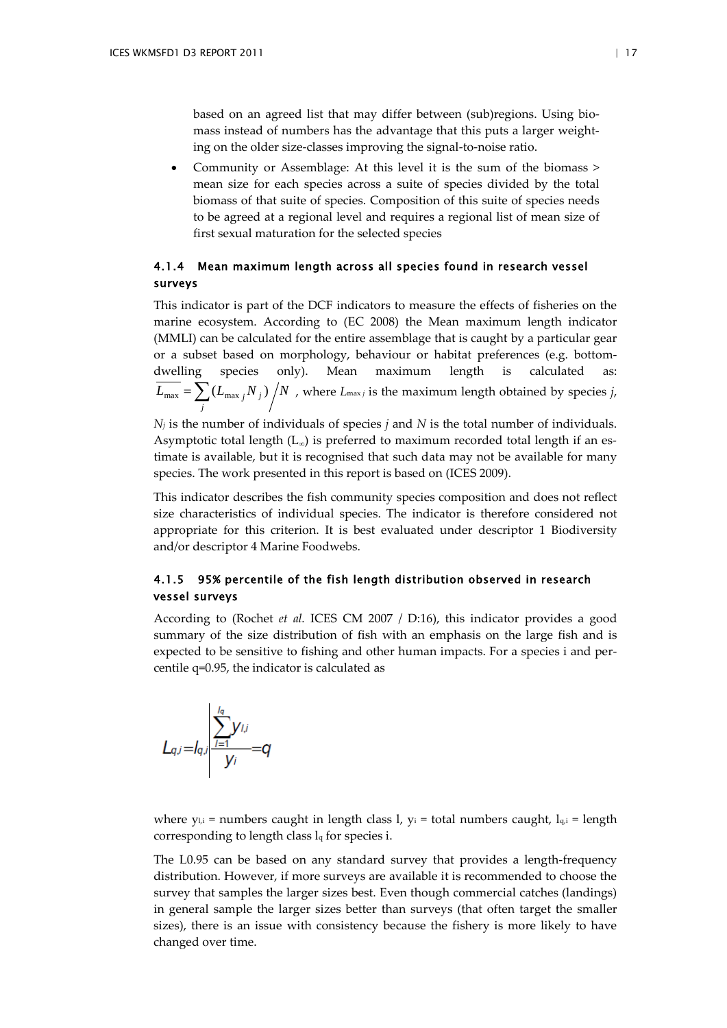based on an agreed list that may differ between (sub)regions. Using biomass instead of numbers has the advantage that this puts a larger weighting on the older size-classes improving the signal-to-noise ratio.

- Community or Assemblage: At this level it is the sum of the biomass > mean size for each species across a suite of species divided by the total biomass of that suite of species. Composition of this suite of species needs to be agreed at a regional level and requires a regional list of mean size of first sexual maturation for the selected species

### 4.1.4 Mean maximum length across all species found in research vessel surveys

This indicator is part of the DCF indicators to measure the effects of fisheries on the marine ecosystem. According to (EC 2008) the Mean maximum length indicator (MMLI) can be calculated for the entire assemblage that is caught by a particular gear or a subset based on morphology, behaviour or habitat preferences (e.g. bottom-dwelling species only). Mean maximum length is calculated as: $\overline{L_{\max}} = \sum_j (L_{\max j} N_j) \Big/ N$, where $L_{\max j}$ is the maximum length obtained by species $j$, $N_j$ is the number of individuals of species $j$ and $N$ is the total number of individuals. Asymptotic total length ($L_\infty$) is preferred to maximum recorded total length if an estimate is available, but it is recognised that such data may not be available for many species. The work presented in this report is based on (ICES 2009).

This indicator describes the fish community species composition and does not reflect size characteristics of individual species. The indicator is therefore considered not appropriate for this criterion. It is best evaluated under descriptor 1 Biodiversity and/or descriptor 4 Marine Foodwebs.

### 4.1.5 95% percentile of the fish length distribution observed in research vessel surveys

According to (Rochet *et al.* ICES CM 2007 / D:16), this indicator provides a good summary of the size distribution of fish with an emphasis on the large fish and is expected to be sensitive to fishing and other human impacts. For a species i and percentile q=0.95, the indicator is calculated as

$$L_{q,i} = l_{q,i} \left| \frac{\sum_{l=1}^{l_q} y_{l,i}}{y_i} = q \right.$$

where $y_{l,i}$ = numbers caught in length class l, $y_i$ = total numbers caught, $l_{q,i}$ = length corresponding to length class $l_q$ for species i.

The L0.95 can be based on any standard survey that provides a length-frequency distribution. However, if more surveys are available it is recommended to choose the survey that samples the larger sizes best. Even though commercial catches (landings) in general sample the larger sizes better than surveys (that often target the smaller sizes), there is an issue with consistency because the fishery is more likely to have changed over time.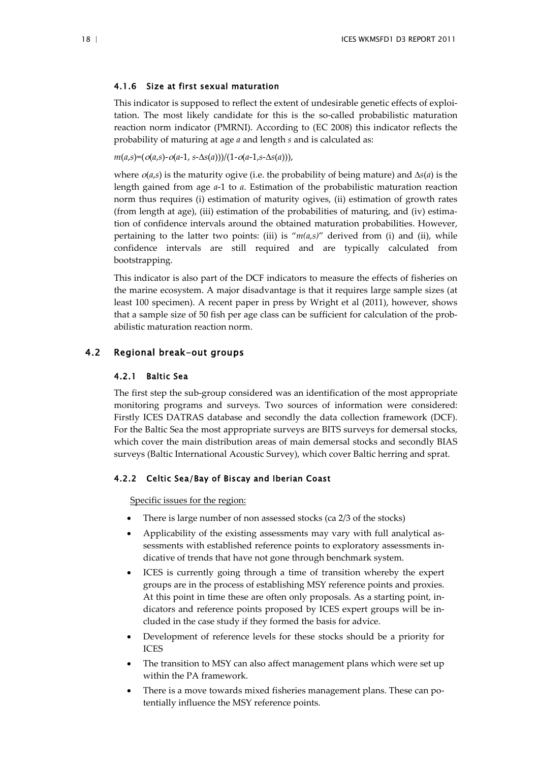### 4.1.6 Size at first sexual maturation

This indicator is supposed to reflect the extent of undesirable genetic effects of exploitation. The most likely candidate for this is the so-called probabilistic maturation reaction norm indicator (PMRNI). According to (EC 2008) this indicator reflects the probability of maturing at age *a* and length *s* and is calculated as:

$m(a,s)=(o(a,s)-o(a-1, s-\Delta s(a)))/(1-o(a-1,s-\Delta s(a)))$,

where $o(a,s)$ is the maturity ogive (i.e. the probability of being mature) and $\Delta s(a)$ is the length gained from age $a$-1 to $a$. Estimation of the probabilistic maturation reaction norm thus requires (i) estimation of maturity ogives, (ii) estimation of growth rates (from length at age), (iii) estimation of the probabilities of maturing, and (iv) estimation of confidence intervals around the obtained maturation probabilities. However, pertaining to the latter two points: (iii) is "$m(a,s)$" derived from (i) and (ii), while confidence intervals are still required and are typically calculated from bootstrapping.

This indicator is also part of the DCF indicators to measure the effects of fisheries on the marine ecosystem. A major disadvantage is that it requires large sample sizes (at least 100 specimen). A recent paper in press by Wright et al (2011), however, shows that a sample size of 50 fish per age class can be sufficient for calculation of the probabilistic maturation reaction norm.

## 4.2 Regional break-out groups

### 4.2.1 Baltic Sea

The first step the sub-group considered was an identification of the most appropriate monitoring programs and surveys. Two sources of information were considered: Firstly ICES DATRAS database and secondly the data collection framework (DCF). For the Baltic Sea the most appropriate surveys are BITS surveys for demersal stocks, which cover the main distribution areas of main demersal stocks and secondly BIAS surveys (Baltic International Acoustic Survey), which cover Baltic herring and sprat.

### 4.2.2 Celtic Sea/Bay of Biscay and Iberian Coast

Specific issues for the region:

- There is large number of non assessed stocks (ca 2/3 of the stocks)
- Applicability of the existing assessments may vary with full analytical assessments with established reference points to exploratory assessments indicative of trends that have not gone through benchmark system.
- ICES is currently going through a time of transition whereby the expert groups are in the process of establishing MSY reference points and proxies. At this point in time these are often only proposals. As a starting point, indicators and reference points proposed by ICES expert groups will be included in the case study if they formed the basis for advice.
- Development of reference levels for these stocks should be a priority for ICES
- The transition to MSY can also affect management plans which were set up within the PA framework.
- There is a move towards mixed fisheries management plans. These can potentially influence the MSY reference points.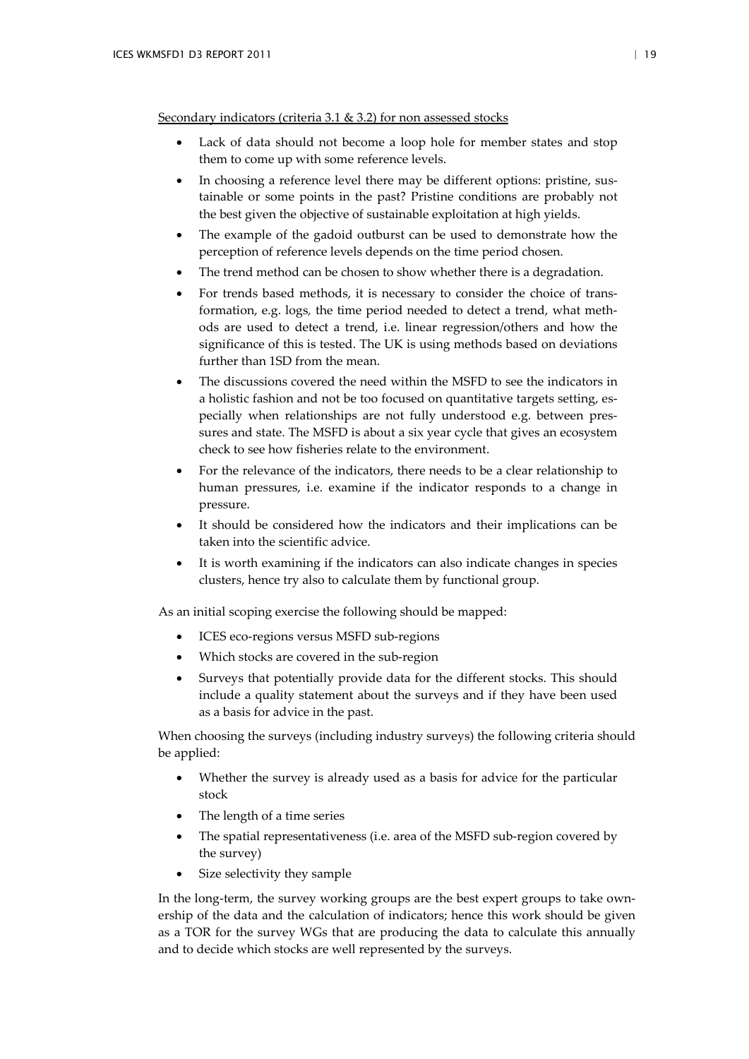<u>Secondary indicators (criteria 3.1 & 3.2) for non assessed stocks</u>

- Lack of data should not become a loop hole for member states and stop them to come up with some reference levels.
- In choosing a reference level there may be different options: pristine, sustainable or some points in the past? Pristine conditions are probably not the best given the objective of sustainable exploitation at high yields.
- The example of the gadoid outburst can be used to demonstrate how the perception of reference levels depends on the time period chosen.
- The trend method can be chosen to show whether there is a degradation.
- For trends based methods, it is necessary to consider the choice of transformation, e.g. logs, the time period needed to detect a trend, what methods are used to detect a trend, i.e. linear regression/others and how the significance of this is tested. The UK is using methods based on deviations further than 1SD from the mean.
- The discussions covered the need within the MSFD to see the indicators in a holistic fashion and not be too focused on quantitative targets setting, especially when relationships are not fully understood e.g. between pressures and state. The MSFD is about a six year cycle that gives an ecosystem check to see how fisheries relate to the environment.
- For the relevance of the indicators, there needs to be a clear relationship to human pressures, i.e. examine if the indicator responds to a change in pressure.
- It should be considered how the indicators and their implications can be taken into the scientific advice.
- It is worth examining if the indicators can also indicate changes in species clusters, hence try also to calculate them by functional group.

As an initial scoping exercise the following should be mapped:

- ICES eco-regions versus MSFD sub-regions
- Which stocks are covered in the sub-region
- Surveys that potentially provide data for the different stocks. This should include a quality statement about the surveys and if they have been used as a basis for advice in the past.

When choosing the surveys (including industry surveys) the following criteria should be applied:

- Whether the survey is already used as a basis for advice for the particular stock
- The length of a time series
- The spatial representativeness (i.e. area of the MSFD sub-region covered by the survey)
- Size selectivity they sample

In the long-term, the survey working groups are the best expert groups to take ownership of the data and the calculation of indicators; hence this work should be given as a TOR for the survey WGs that are producing the data to calculate this annually and to decide which stocks are well represented by the surveys.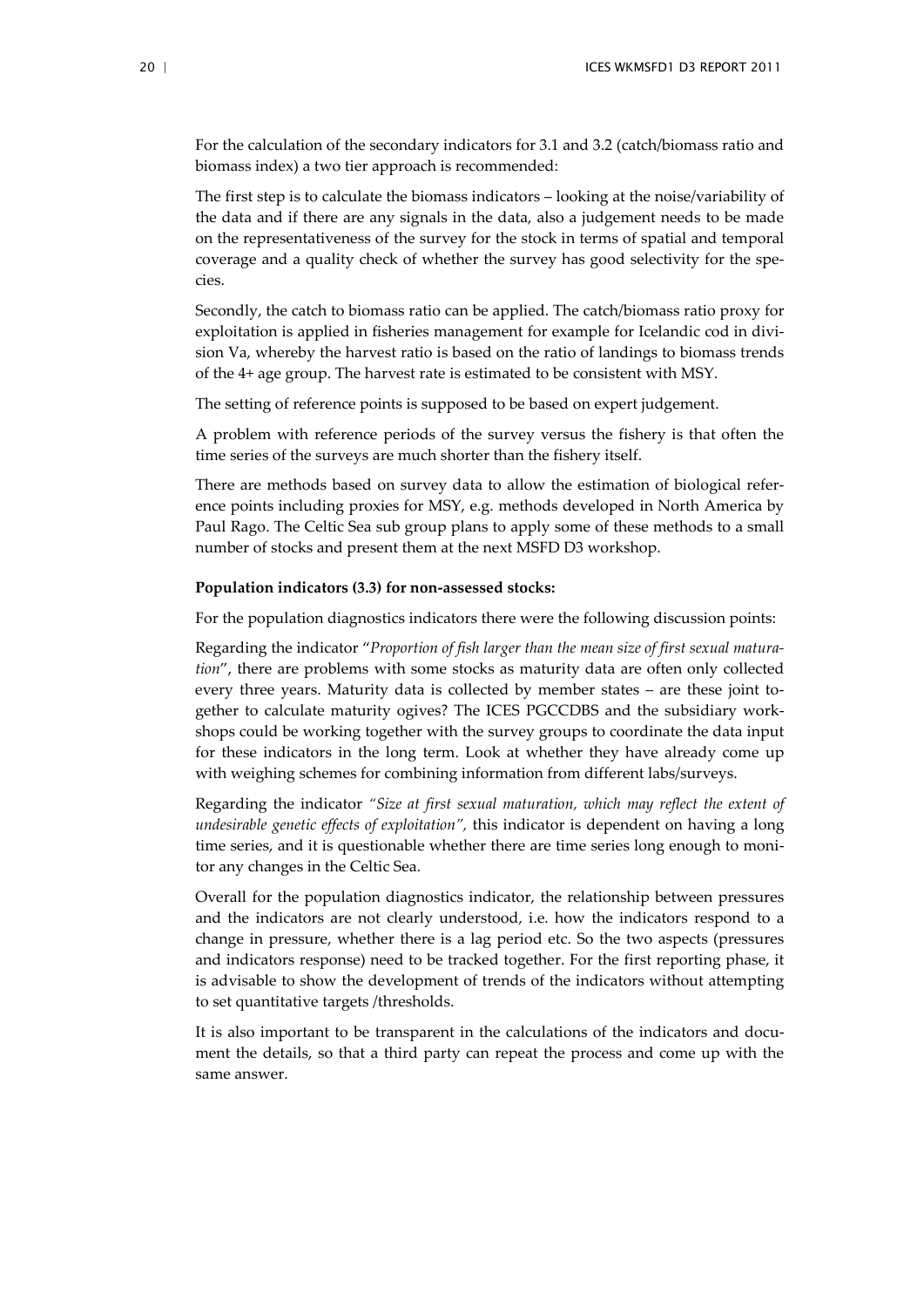For the calculation of the secondary indicators for 3.1 and 3.2 (catch/biomass ratio and biomass index) a two tier approach is recommended:

The first step is to calculate the biomass indicators – looking at the noise/variability of the data and if there are any signals in the data, also a judgement needs to be made on the representativeness of the survey for the stock in terms of spatial and temporal coverage and a quality check of whether the survey has good selectivity for the species.

Secondly, the catch to biomass ratio can be applied. The catch/biomass ratio proxy for exploitation is applied in fisheries management for example for Icelandic cod in division Va, whereby the harvest ratio is based on the ratio of landings to biomass trends of the 4+ age group. The harvest rate is estimated to be consistent with MSY.

The setting of reference points is supposed to be based on expert judgement.

A problem with reference periods of the survey versus the fishery is that often the time series of the surveys are much shorter than the fishery itself.

There are methods based on survey data to allow the estimation of biological reference points including proxies for MSY, e.g. methods developed in North America by Paul Rago. The Celtic Sea sub group plans to apply some of these methods to a small number of stocks and present them at the next MSFD D3 workshop.

**Population indicators (3.3) for non-assessed stocks:**

For the population diagnostics indicators there were the following discussion points:

Regarding the indicator "*Proportion of fish larger than the mean size of first sexual maturation*", there are problems with some stocks as maturity data are often only collected every three years. Maturity data is collected by member states – are these joint together to calculate maturity ogives? The ICES PGCCDBS and the subsidiary workshops could be working together with the survey groups to coordinate the data input for these indicators in the long term. Look at whether they have already come up with weighing schemes for combining information from different labs/surveys.

Regarding the indicator *"Size at first sexual maturation, which may reflect the extent of undesirable genetic effects of exploitation"*, this indicator is dependent on having a long time series, and it is questionable whether there are time series long enough to monitor any changes in the Celtic Sea.

Overall for the population diagnostics indicator, the relationship between pressures and the indicators are not clearly understood, i.e. how the indicators respond to a change in pressure, whether there is a lag period etc. So the two aspects (pressures and indicators response) need to be tracked together. For the first reporting phase, it is advisable to show the development of trends of the indicators without attempting to set quantitative targets /thresholds.

It is also important to be transparent in the calculations of the indicators and document the details, so that a third party can repeat the process and come up with the same answer.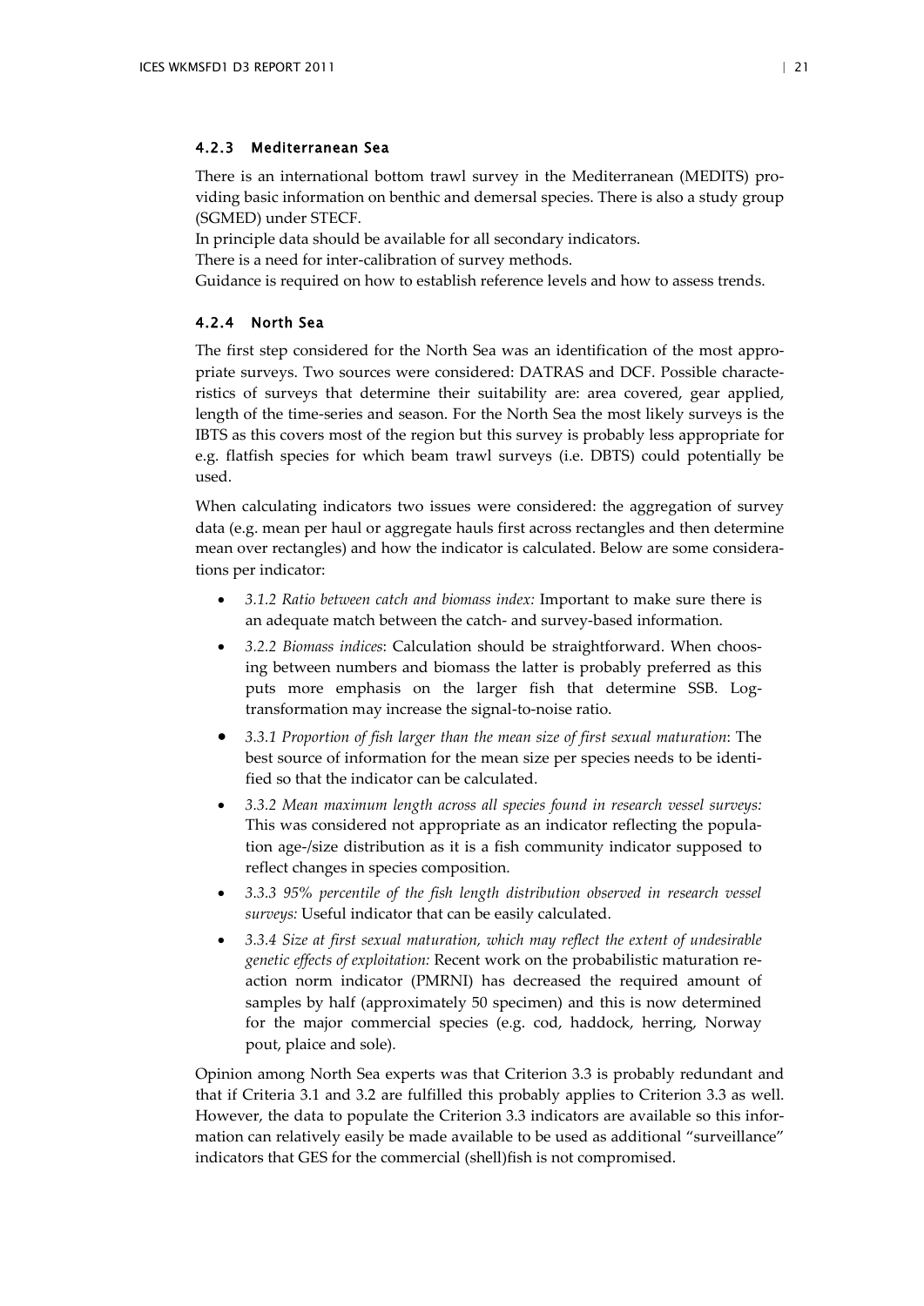### 4.2.3 Mediterranean Sea

There is an international bottom trawl survey in the Mediterranean (MEDITS) providing basic information on benthic and demersal species. There is also a study group (SGMED) under STECF.

In principle data should be available for all secondary indicators.

There is a need for inter-calibration of survey methods.

Guidance is required on how to establish reference levels and how to assess trends.

### 4.2.4 North Sea

The first step considered for the North Sea was an identification of the most appropriate surveys. Two sources were considered: DATRAS and DCF. Possible characteristics of surveys that determine their suitability are: area covered, gear applied, length of the time-series and season. For the North Sea the most likely surveys is the IBTS as this covers most of the region but this survey is probably less appropriate for e.g. flatfish species for which beam trawl surveys (i.e. DBTS) could potentially be used.

When calculating indicators two issues were considered: the aggregation of survey data (e.g. mean per haul or aggregate hauls first across rectangles and then determine mean over rectangles) and how the indicator is calculated. Below are some considerations per indicator:

- *3.1.2 Ratio between catch and biomass index:* Important to make sure there is an adequate match between the catch- and survey-based information.
- *3.2.2 Biomass indices*: Calculation should be straightforward. When choosing between numbers and biomass the latter is probably preferred as this puts more emphasis on the larger fish that determine SSB. Log-transformation may increase the signal-to-noise ratio.
- *3.3.1 Proportion of fish larger than the mean size of first sexual maturation*: The best source of information for the mean size per species needs to be identified so that the indicator can be calculated.
- *3.3.2 Mean maximum length across all species found in research vessel surveys:* This was considered not appropriate as an indicator reflecting the population age-/size distribution as it is a fish community indicator supposed to reflect changes in species composition.
- *3.3.3 95% percentile of the fish length distribution observed in research vessel surveys:* Useful indicator that can be easily calculated.
- *3.3.4 Size at first sexual maturation, which may reflect the extent of undesirable genetic effects of exploitation:* Recent work on the probabilistic maturation reaction norm indicator (PMRNI) has decreased the required amount of samples by half (approximately 50 specimen) and this is now determined for the major commercial species (e.g. cod, haddock, herring, Norway pout, plaice and sole).

Opinion among North Sea experts was that Criterion 3.3 is probably redundant and that if Criteria 3.1 and 3.2 are fulfilled this probably applies to Criterion 3.3 as well. However, the data to populate the Criterion 3.3 indicators are available so this information can relatively easily be made available to be used as additional "surveillance" indicators that GES for the commercial (shell)fish is not compromised.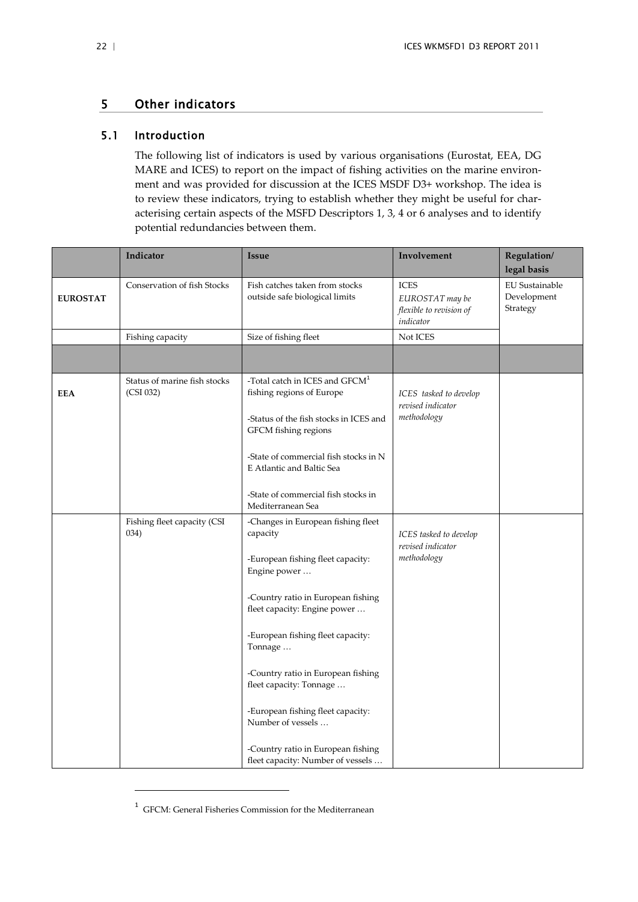# 5 Other indicators

## 5.1 Introduction

The following list of indicators is used by various organisations (Eurostat, EEA, DG MARE and ICES) to report on the impact of fishing activities on the marine environment and was provided for discussion at the ICES MSDF D3+ workshop. The idea is to review these indicators, trying to establish whether they might be useful for characterising certain aspects of the MSFD Descriptors 1, 3, 4 or 6 analyses and to identify potential redundancies between them.

| | Indicator | Issue | Involvement | Regulation/ legal basis |
|---|---|---|---|---|
| **EUROSTAT** | Conservation of fish Stocks | Fish catches taken from stocks outside safe biological limits | ICES *EUROSTAT may be flexible to revision of indicator* | EU Sustainable Development Strategy |
| | Fishing capacity | Size of fishing fleet | Not ICES | |
| | | | | |
| **EEA** | Status of marine fish stocks (CSI 032) | -Total catch in ICES and GFCM[1] fishing regions of Europe<br><br>-Status of the fish stocks in ICES and GFCM fishing regions<br><br>-State of commercial fish stocks in N E Atlantic and Baltic Sea<br><br>-State of commercial fish stocks in Mediterranean Sea | *ICES tasked to develop revised indicator methodology* | |
| | Fishing fleet capacity (CSI 034) | -Changes in European fishing fleet capacity<br><br>-European fishing fleet capacity: Engine power …<br><br>-Country ratio in European fishing fleet capacity: Engine power …<br><br>-European fishing fleet capacity: Tonnage …<br><br>-Country ratio in European fishing fleet capacity: Tonnage …<br><br>-European fishing fleet capacity: Number of vessels …<br><br>-Country ratio in European fishing fleet capacity: Number of vessels … | *ICES tasked to develop revised indicator methodology* | |

[1] GFCM: General Fisheries Commission for the Mediterranean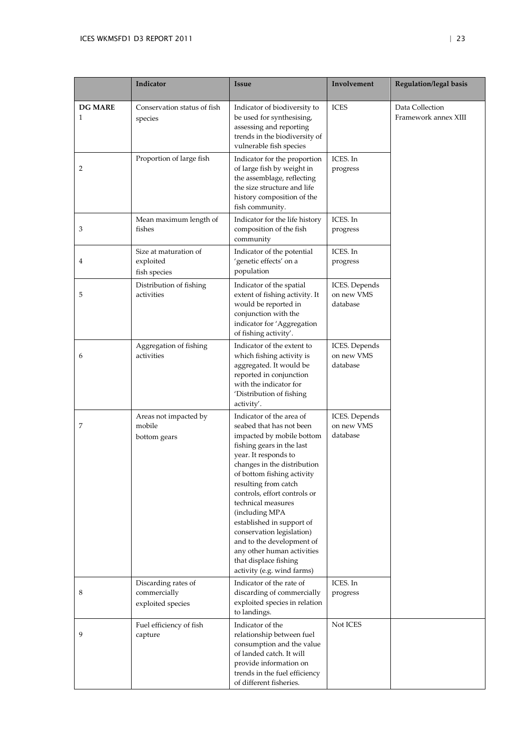|  | Indicator | Issue | Involvement | Regulation/legal basis |
|---|---|---|---|---|
| **DG MARE** 1 | Conservation status of fish species | Indicator of biodiversity to be used for synthesising, assessing and reporting trends in the biodiversity of vulnerable fish species | ICES | Data Collection Framework annex XIII |
| 2 | Proportion of large fish | Indicator for the proportion of large fish by weight in the assemblage, reflecting the size structure and life history composition of the fish community. | ICES. In progress |  |
| 3 | Mean maximum length of fishes | Indicator for the life history composition of the fish community | ICES. In progress |  |
| 4 | Size at maturation of exploited fish species | Indicator of the potential 'genetic effects' on a population | ICES. In progress |  |
| 5 | Distribution of fishing activities | Indicator of the spatial extent of fishing activity. It would be reported in conjunction with the indicator for 'Aggregation of fishing activity'. | ICES. Depends on new VMS database |  |
| 6 | Aggregation of fishing activities | Indicator of the extent to which fishing activity is aggregated. It would be reported in conjunction with the indicator for 'Distribution of fishing activity'. | ICES. Depends on new VMS database |  |
| 7 | Areas not impacted by mobile bottom gears | Indicator of the area of seabed that has not been impacted by mobile bottom fishing gears in the last year. It responds to changes in the distribution of bottom fishing activity resulting from catch controls, effort controls or technical measures (including MPA established in support of conservation legislation) and to the development of any other human activities that displace fishing activity (e.g. wind farms) | ICES. Depends on new VMS database |  |
| 8 | Discarding rates of commercially exploited species | Indicator of the rate of discarding of commercially exploited species in relation to landings. | ICES. In progress |  |
| 9 | Fuel efficiency of fish capture | Indicator of the relationship between fuel consumption and the value of landed catch. It will provide information on trends in the fuel efficiency of different fisheries. | Not ICES |  |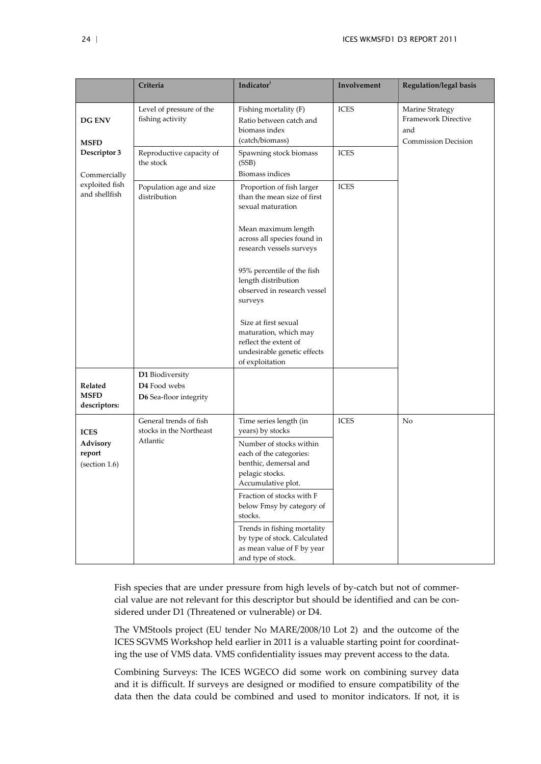| | Criteria | Indicator[i] | Involvement | Regulation/legal basis |
|---|---|---|---|---|
| **DG ENV** **MSFD** **Descriptor 3** Commercially exploited fish and shellfish | Level of pressure of the fishing activity | Fishing mortality (F) Ratio between catch and biomass index (catch/biomass) | ICES | Marine Strategy Framework Directive and Commission Decision |
| | Reproductive capacity of the stock | Spawning stock biomass (SSB) Biomass indices | ICES | |
| | Population age and size distribution | Proportion of fish larger than the mean size of first sexual maturation<br><br>Mean maximum length across all species found in research vessels surveys<br><br>95% percentile of the fish length distribution observed in research vessel surveys<br><br>Size at first sexual maturation, which may reflect the extent of undesirable genetic effects of exploitation | ICES | |
| **Related MSFD descriptors:** | **D1** Biodiversity **D4** Food webs **D6** Sea-floor integrity | | | |
| **ICES Advisory report** (section 1.6) | General trends of fish stocks in the Northeast Atlantic | Time series length (in years) by stocks | ICES | No |
| | | Number of stocks within each of the categories: benthic, demersal and pelagic stocks. Accumulative plot. | | |
| | | Fraction of stocks with F below Fmsy by category of stocks. | | |
| | | Trends in fishing mortality by type of stock. Calculated as mean value of F by year and type of stock. | | |

Fish species that are under pressure from high levels of by-catch but not of commercial value are not relevant for this descriptor but should be identified and can be considered under D1 (Threatened or vulnerable) or D4.

The VMStools project (EU tender No MARE/2008/10 Lot 2) and the outcome of the ICES SGVMS Workshop held earlier in 2011 is a valuable starting point for coordinating the use of VMS data. VMS confidentiality issues may prevent access to the data.

Combining Surveys: The ICES WGECO did some work on combining survey data and it is difficult. If surveys are designed or modified to ensure compatibility of the data then the data could be combined and used to monitor indicators. If not, it is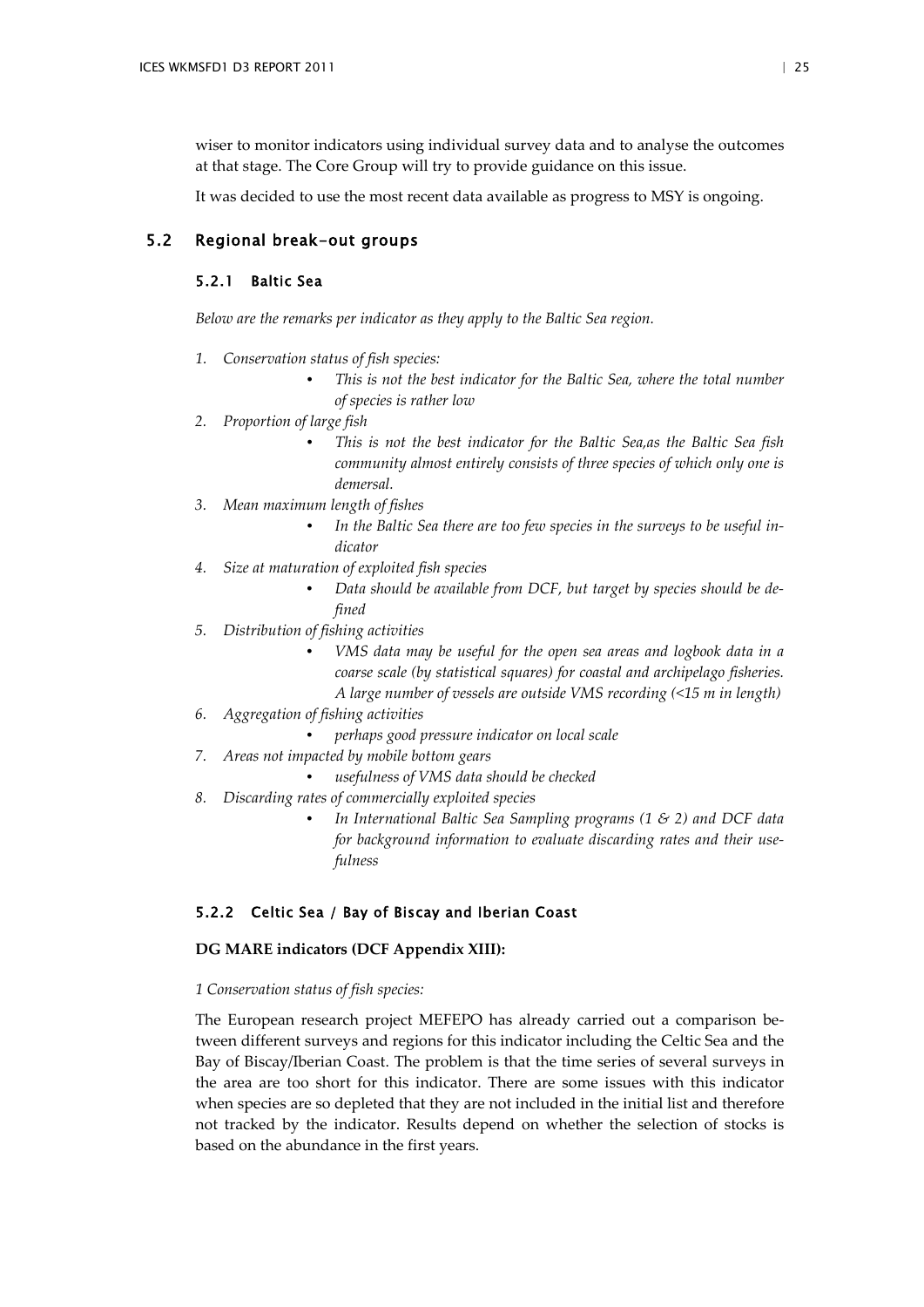wiser to monitor indicators using individual survey data and to analyse the outcomes at that stage. The Core Group will try to provide guidance on this issue.

It was decided to use the most recent data available as progress to MSY is ongoing.

## 5.2 Regional break-out groups

### 5.2.1 Baltic Sea

*Below are the remarks per indicator as they apply to the Baltic Sea region.*

1. *Conservation status of fish species:*
    - *This is not the best indicator for the Baltic Sea, where the total number of species is rather low*
2. *Proportion of large fish*
    - *This is not the best indicator for the Baltic Sea,as the Baltic Sea fish community almost entirely consists of three species of which only one is demersal.*
3. *Mean maximum length of fishes*
    - *In the Baltic Sea there are too few species in the surveys to be useful indicator*
4. *Size at maturation of exploited fish species*
    - *Data should be available from DCF, but target by species should be defined*
5. *Distribution of fishing activities*
    - *VMS data may be useful for the open sea areas and logbook data in a coarse scale (by statistical squares) for coastal and archipelago fisheries. A large number of vessels are outside VMS recording (<15 m in length)*
6. *Aggregation of fishing activities*
    - *perhaps good pressure indicator on local scale*
7. *Areas not impacted by mobile bottom gears*
    - *usefulness of VMS data should be checked*
8. *Discarding rates of commercially exploited species*
    - *In International Baltic Sea Sampling programs (1 & 2) and DCF data for background information to evaluate discarding rates and their usefulness*

### 5.2.2 Celtic Sea / Bay of Biscay and Iberian Coast

**DG MARE indicators (DCF Appendix XIII):**

*1 Conservation status of fish species:*

The European research project MEFEPO has already carried out a comparison between different surveys and regions for this indicator including the Celtic Sea and the Bay of Biscay/Iberian Coast. The problem is that the time series of several surveys in the area are too short for this indicator. There are some issues with this indicator when species are so depleted that they are not included in the initial list and therefore not tracked by the indicator. Results depend on whether the selection of stocks is based on the abundance in the first years.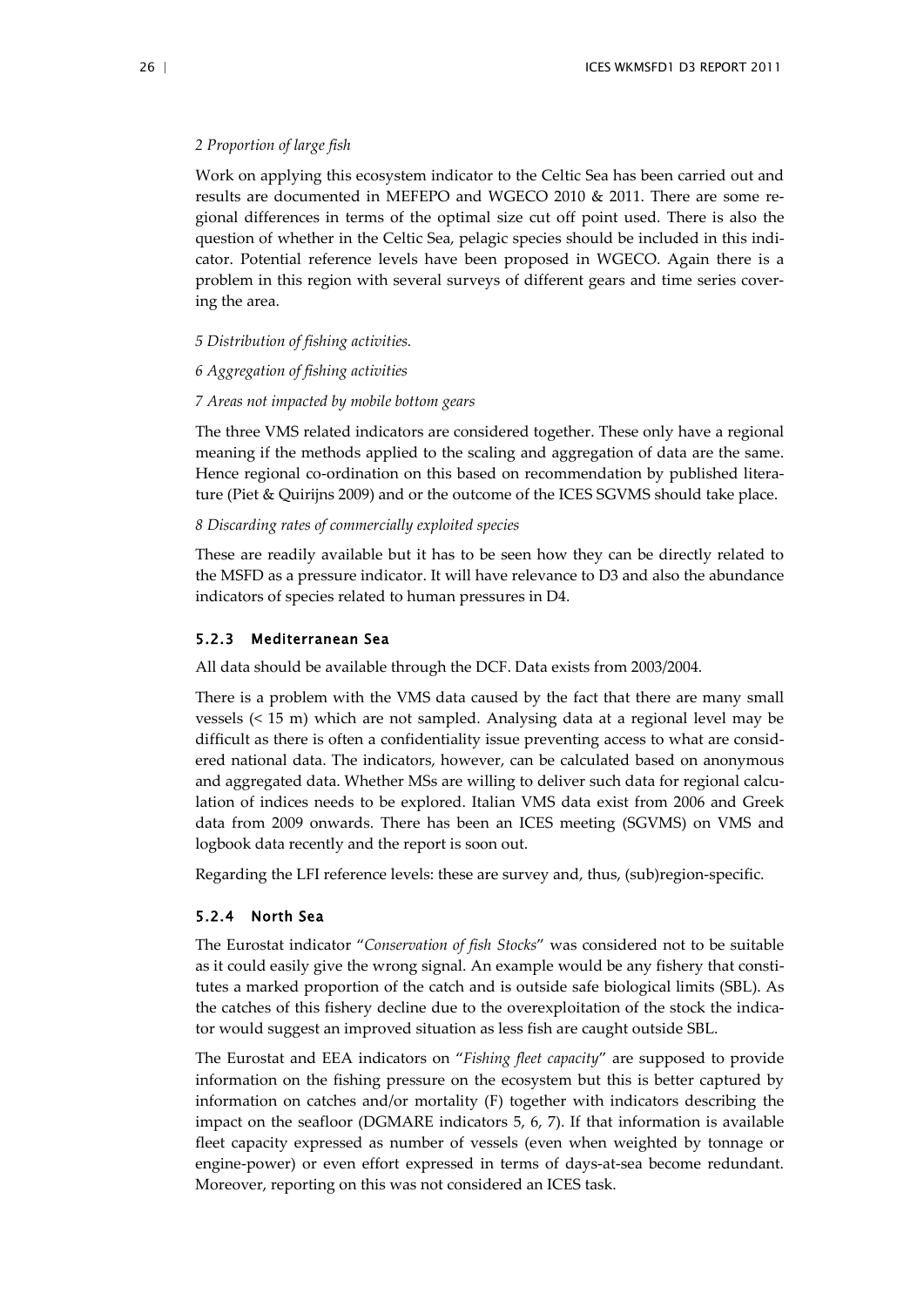*2 Proportion of large fish*

Work on applying this ecosystem indicator to the Celtic Sea has been carried out and results are documented in MEFEPO and WGECO 2010 & 2011. There are some regional differences in terms of the optimal size cut off point used. There is also the question of whether in the Celtic Sea, pelagic species should be included in this indicator. Potential reference levels have been proposed in WGECO. Again there is a problem in this region with several surveys of different gears and time series covering the area.

*5 Distribution of fishing activities.*

*6 Aggregation of fishing activities*

*7 Areas not impacted by mobile bottom gears*

The three VMS related indicators are considered together. These only have a regional meaning if the methods applied to the scaling and aggregation of data are the same. Hence regional co-ordination on this based on recommendation by published literature (Piet & Quirijns 2009) and or the outcome of the ICES SGVMS should take place.

*8 Discarding rates of commercially exploited species*

These are readily available but it has to be seen how they can be directly related to the MSFD as a pressure indicator. It will have relevance to D3 and also the abundance indicators of species related to human pressures in D4.

### 5.2.3 Mediterranean Sea

All data should be available through the DCF. Data exists from 2003/2004.

There is a problem with the VMS data caused by the fact that there are many small vessels (< 15 m) which are not sampled. Analysing data at a regional level may be difficult as there is often a confidentiality issue preventing access to what are considered national data. The indicators, however, can be calculated based on anonymous and aggregated data. Whether MSs are willing to deliver such data for regional calculation of indices needs to be explored. Italian VMS data exist from 2006 and Greek data from 2009 onwards. There has been an ICES meeting (SGVMS) on VMS and logbook data recently and the report is soon out.

Regarding the LFI reference levels: these are survey and, thus, (sub)region-specific.

### 5.2.4 North Sea

The Eurostat indicator "*Conservation of fish Stocks*" was considered not to be suitable as it could easily give the wrong signal. An example would be any fishery that constitutes a marked proportion of the catch and is outside safe biological limits (SBL). As the catches of this fishery decline due to the overexploitation of the stock the indicator would suggest an improved situation as less fish are caught outside SBL.

The Eurostat and EEA indicators on "*Fishing fleet capacity*" are supposed to provide information on the fishing pressure on the ecosystem but this is better captured by information on catches and/or mortality (F) together with indicators describing the impact on the seafloor (DGMARE indicators 5, 6, 7). If that information is available fleet capacity expressed as number of vessels (even when weighted by tonnage or engine-power) or even effort expressed in terms of days-at-sea become redundant. Moreover, reporting on this was not considered an ICES task.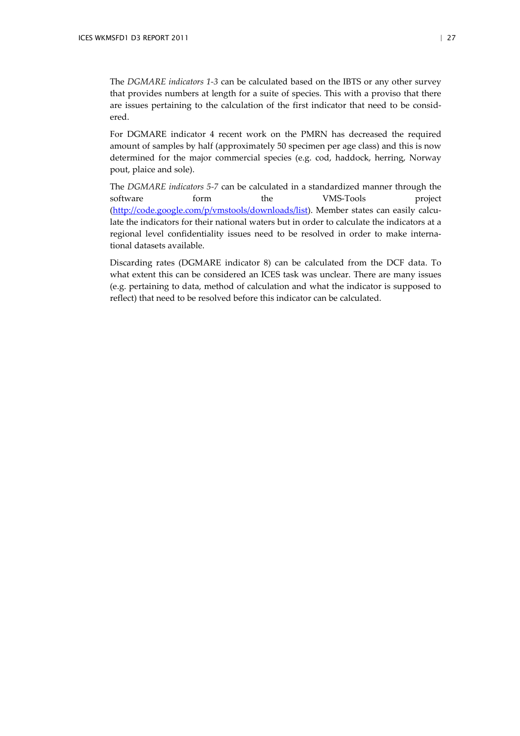The *DGMARE indicators 1-3* can be calculated based on the IBTS or any other survey that provides numbers at length for a suite of species. This with a proviso that there are issues pertaining to the calculation of the first indicator that need to be considered.

For DGMARE indicator 4 recent work on the PMRN has decreased the required amount of samples by half (approximately 50 specimen per age class) and this is now determined for the major commercial species (e.g. cod, haddock, herring, Norway pout, plaice and sole).

The *DGMARE indicators 5-7* can be calculated in a standardized manner through the software form the VMS-Tools project (http://code.google.com/p/vmstools/downloads/list). Member states can easily calculate the indicators for their national waters but in order to calculate the indicators at a regional level confidentiality issues need to be resolved in order to make international datasets available.

Discarding rates (DGMARE indicator 8) can be calculated from the DCF data. To what extent this can be considered an ICES task was unclear. There are many issues (e.g. pertaining to data, method of calculation and what the indicator is supposed to reflect) that need to be resolved before this indicator can be calculated.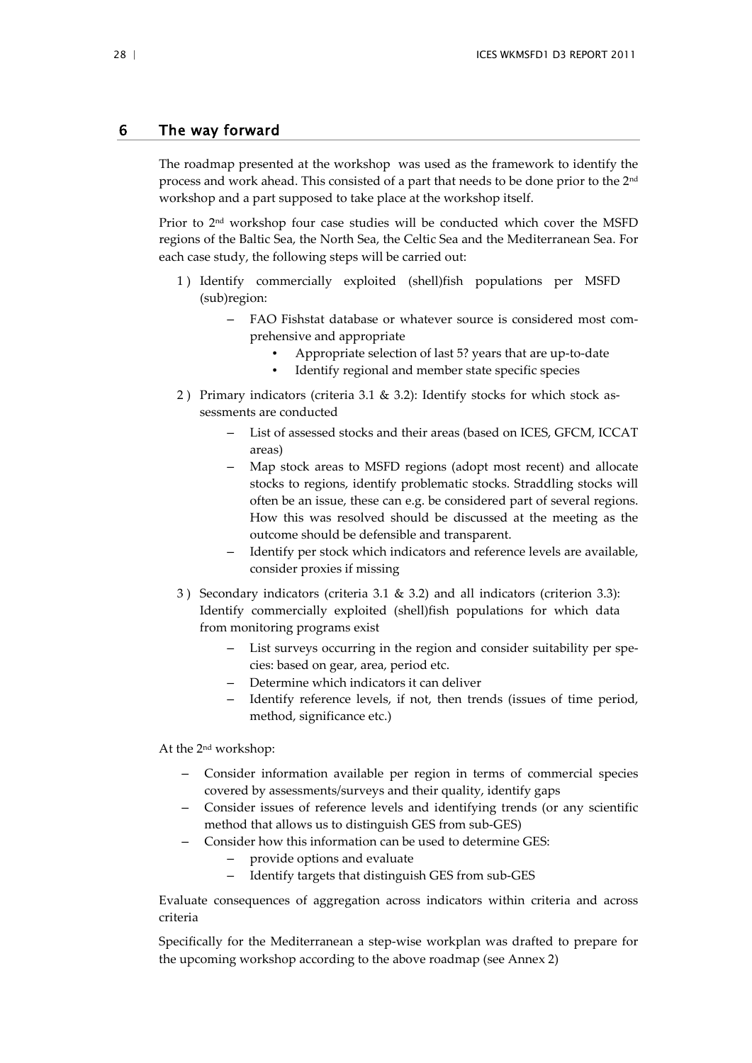# 6 The way forward

The roadmap presented at the workshop was used as the framework to identify the process and work ahead. This consisted of a part that needs to be done prior to the 2nd workshop and a part supposed to take place at the workshop itself.

Prior to 2nd workshop four case studies will be conducted which cover the MSFD regions of the Baltic Sea, the North Sea, the Celtic Sea and the Mediterranean Sea. For each case study, the following steps will be carried out:

1 ) Identify commercially exploited (shell)fish populations per MSFD (sub)region:
   - FAO Fishstat database or whatever source is considered most comprehensive and appropriate
     - Appropriate selection of last 5? years that are up-to-date
     - Identify regional and member state specific species
2 ) Primary indicators (criteria 3.1 & 3.2): Identify stocks for which stock assessments are conducted
   - List of assessed stocks and their areas (based on ICES, GFCM, ICCAT areas)
   - Map stock areas to MSFD regions (adopt most recent) and allocate stocks to regions, identify problematic stocks. Straddling stocks will often be an issue, these can e.g. be considered part of several regions. How this was resolved should be discussed at the meeting as the outcome should be defensible and transparent.
   - Identify per stock which indicators and reference levels are available, consider proxies if missing
3 ) Secondary indicators (criteria 3.1 & 3.2) and all indicators (criterion 3.3): Identify commercially exploited (shell)fish populations for which data from monitoring programs exist
   - List surveys occurring in the region and consider suitability per species: based on gear, area, period etc.
   - Determine which indicators it can deliver
   - Identify reference levels, if not, then trends (issues of time period, method, significance etc.)

At the 2nd workshop:

- Consider information available per region in terms of commercial species covered by assessments/surveys and their quality, identify gaps
- Consider issues of reference levels and identifying trends (or any scientific method that allows us to distinguish GES from sub-GES)
- Consider how this information can be used to determine GES:
  - provide options and evaluate
  - Identify targets that distinguish GES from sub-GES

Evaluate consequences of aggregation across indicators within criteria and across criteria

Specifically for the Mediterranean a step-wise workplan was drafted to prepare for the upcoming workshop according to the above roadmap (see Annex 2)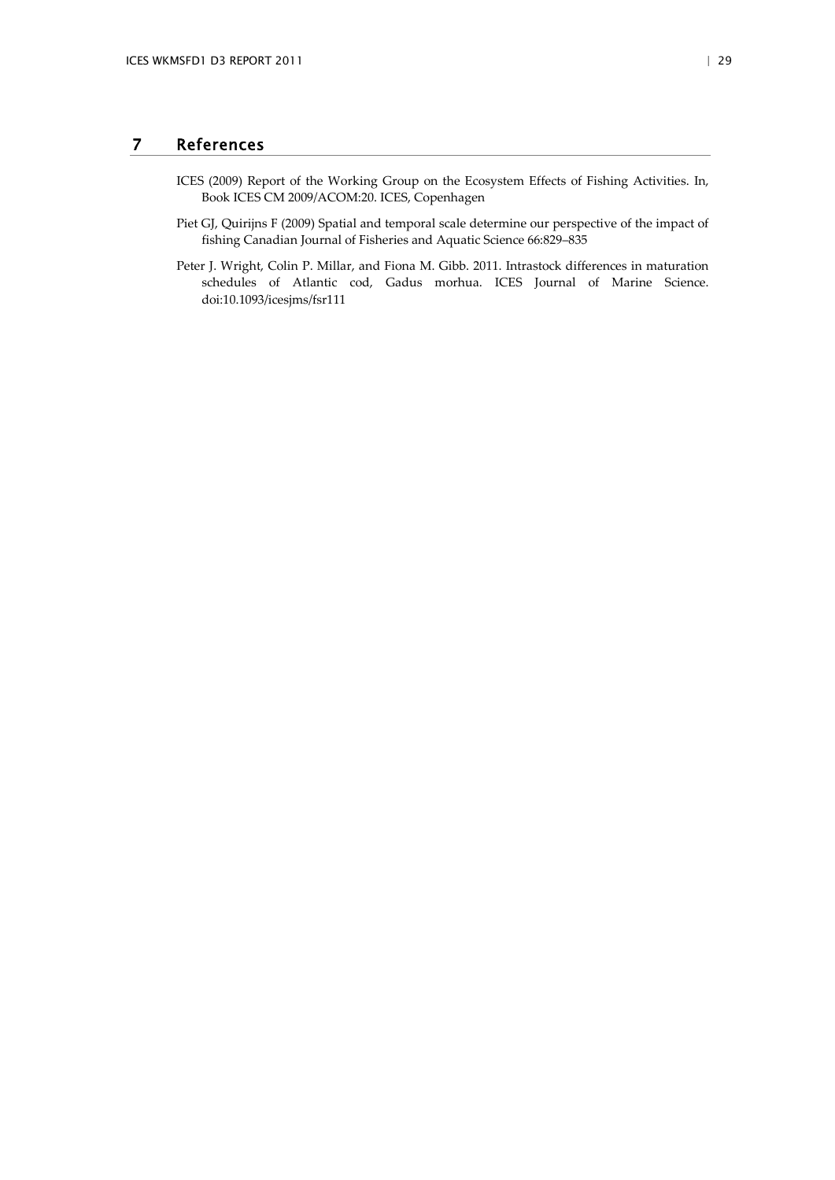# 7 References

ICES (2009) Report of the Working Group on the Ecosystem Effects of Fishing Activities. In, Book ICES CM 2009/ACOM:20. ICES, Copenhagen

Piet GJ, Quirijns F (2009) Spatial and temporal scale determine our perspective of the impact of fishing Canadian Journal of Fisheries and Aquatic Science 66:829–835

Peter J. Wright, Colin P. Millar, and Fiona M. Gibb. 2011. Intrastock differences in maturation schedules of Atlantic cod, Gadus morhua. ICES Journal of Marine Science. doi:10.1093/icesjms/fsr111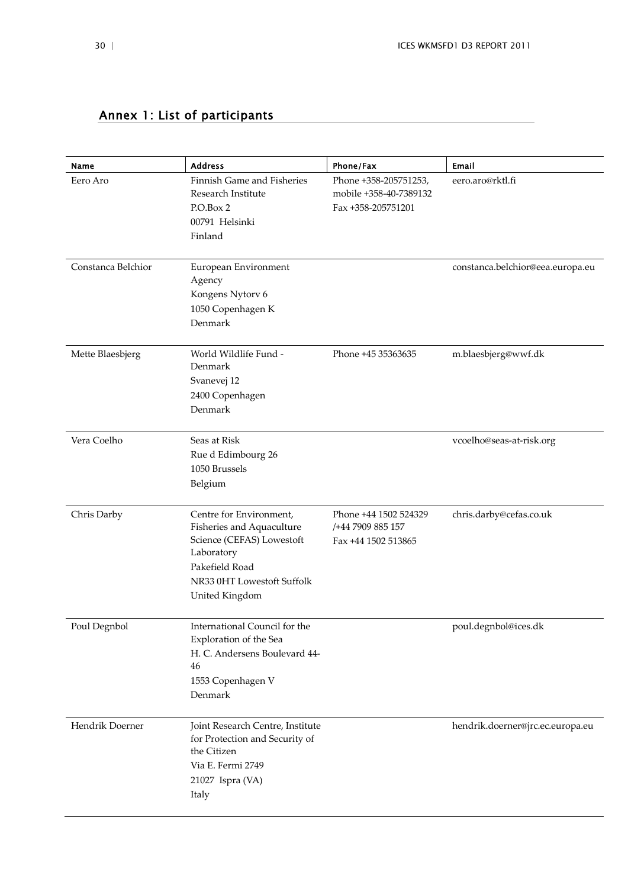## Annex 1: List of participants

| Name | Address | Phone/Fax | Email |
| --- | --- | --- | --- |
| Eero Aro | Finnish Game and Fisheries Research Institute<br>P.O.Box 2<br>00791 Helsinki<br>Finland | Phone +358-205751253,<br>mobile +358-40-7389132<br>Fax +358-205751201 | eero.aro@rktl.fi |
| Constanca Belchior | European Environment Agency<br>Kongens Nytorv 6<br>1050 Copenhagen K<br>Denmark | | constanca.belchior@eea.europa.eu |
| Mette Blaesbjerg | World Wildlife Fund - Denmark<br>Svanevej 12<br>2400 Copenhagen<br>Denmark | Phone +45 35363635 | m.blaesbjerg@wwf.dk |
| Vera Coelho | Seas at Risk<br>Rue d Edimbourg 26<br>1050 Brussels<br>Belgium | | vcoelho@seas-at-risk.org |
| Chris Darby | Centre for Environment, Fisheries and Aquaculture Science (CEFAS) Lowestoft Laboratory<br>Pakefield Road<br>NR33 0HT Lowestoft Suffolk<br>United Kingdom | Phone +44 1502 524329<br>/+44 7909 885 157<br>Fax +44 1502 513865 | chris.darby@cefas.co.uk |
| Poul Degnbol | International Council for the Exploration of the Sea<br>H. C. Andersens Boulevard 44-46<br>1553 Copenhagen V<br>Denmark | | poul.degnbol@ices.dk |
| Hendrik Doerner | Joint Research Centre, Institute for Protection and Security of the Citizen<br>Via E. Fermi 2749<br>21027 Ispra (VA)<br>Italy | | hendrik.doerner@jrc.ec.europa.eu |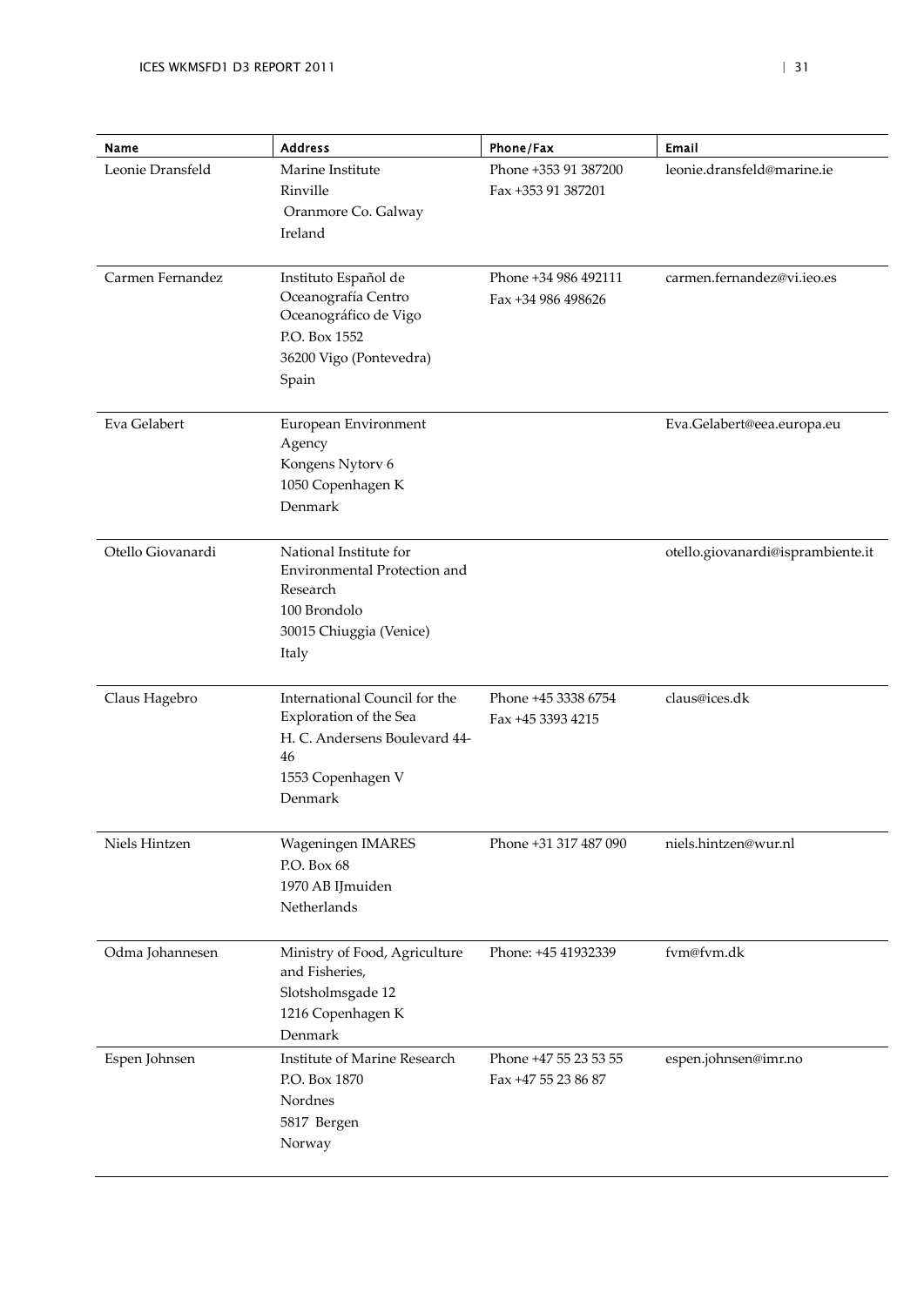| Name | Address | Phone/Fax | Email |
| --- | --- | --- | --- |
| Leonie Dransfeld | Marine Institute<br>Rinville<br>Oranmore Co. Galway<br>Ireland | Phone +353 91 387200<br>Fax +353 91 387201 | leonie.dransfeld@marine.ie |
| Carmen Fernandez | Instituto Español de Oceanografía Centro Oceanográfico de Vigo<br>P.O. Box 1552<br>36200 Vigo (Pontevedra)<br>Spain | Phone +34 986 492111<br>Fax +34 986 498626 | carmen.fernandez@vi.ieo.es |
| Eva Gelabert | European Environment Agency<br>Kongens Nytorv 6<br>1050 Copenhagen K<br>Denmark | | Eva.Gelabert@eea.europa.eu |
| Otello Giovanardi | National Institute for Environmental Protection and Research<br>100 Brondolo<br>30015 Chiuggia (Venice)<br>Italy | | otello.giovanardi@isprambiente.it |
| Claus Hagebro | International Council for the Exploration of the Sea<br>H. C. Andersens Boulevard 44-46<br>1553 Copenhagen V<br>Denmark | Phone +45 3338 6754<br>Fax +45 3393 4215 | claus@ices.dk |
| Niels Hintzen | Wageningen IMARES<br>P.O. Box 68<br>1970 AB IJmuiden<br>Netherlands | Phone +31 317 487 090 | niels.hintzen@wur.nl |
| Odma Johannesen | Ministry of Food, Agriculture and Fisheries,<br>Slotsholmsgade 12<br>1216 Copenhagen K<br>Denmark | Phone: +45 41932339 | fvm@fvm.dk |
| Espen Johnsen | Institute of Marine Research<br>P.O. Box 1870<br>Nordnes<br>5817 Bergen<br>Norway | Phone +47 55 23 53 55<br>Fax +47 55 23 86 87 | espen.johnsen@imr.no |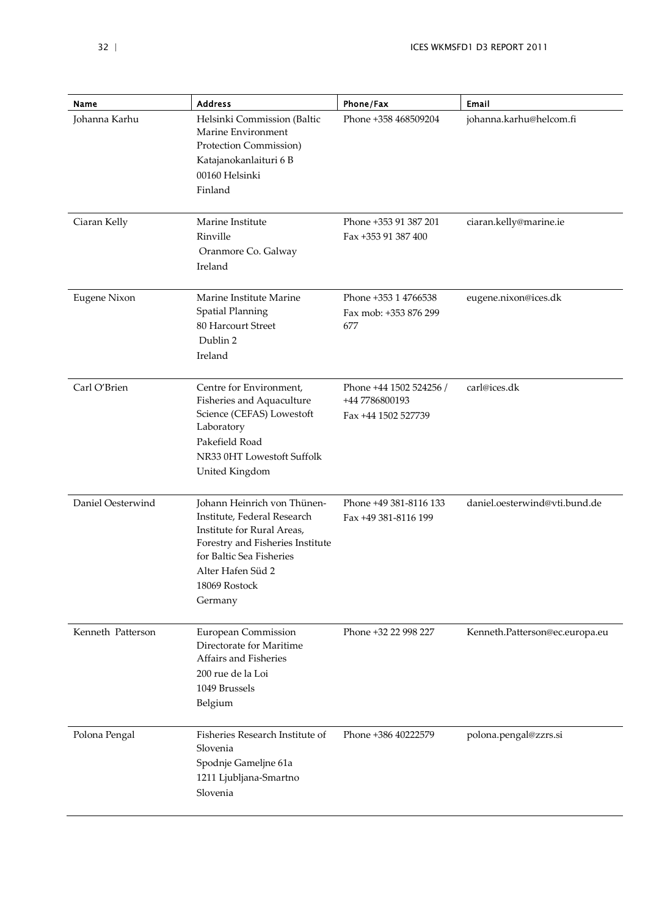| Name | Address | Phone/Fax | Email |
|---|---|---|---|
| Johanna Karhu | Helsinki Commission (Baltic Marine Environment Protection Commission)<br>Katajanokanlaituri 6 B<br>00160 Helsinki<br>Finland | Phone +358 468509204 | johanna.karhu@helcom.fi |
| Ciaran Kelly | Marine Institute<br>Rinville<br>Oranmore Co. Galway<br>Ireland | Phone +353 91 387 201<br>Fax +353 91 387 400 | ciaran.kelly@marine.ie |
| Eugene Nixon | Marine Institute Marine Spatial Planning<br>80 Harcourt Street<br>Dublin 2<br>Ireland | Phone +353 1 4766538<br>Fax mob: +353 876 299 677 | eugene.nixon@ices.dk |
| Carl O'Brien | Centre for Environment, Fisheries and Aquaculture Science (CEFAS) Lowestoft Laboratory<br>Pakefield Road<br>NR33 0HT Lowestoft Suffolk<br>United Kingdom | Phone +44 1502 524256 / +44 7786800193<br>Fax +44 1502 527739 | carl@ices.dk |
| Daniel Oesterwind | Johann Heinrich von Thünen-Institute, Federal Research Institute for Rural Areas, Forestry and Fisheries Institute for Baltic Sea Fisheries<br>Alter Hafen Süd 2<br>18069 Rostock<br>Germany | Phone +49 381-8116 133<br>Fax +49 381-8116 199 | daniel.oesterwind@vti.bund.de |
| Kenneth Patterson | European Commission Directorate for Maritime Affairs and Fisheries<br>200 rue de la Loi<br>1049 Brussels<br>Belgium | Phone +32 22 998 227 | Kenneth.Patterson@ec.europa.eu |
| Polona Pengal | Fisheries Research Institute of Slovenia<br>Spodnje Gameljne 61a<br>1211 Ljubljana-Smartno<br>Slovenia | Phone +386 40222579 | polona.pengal@zzrs.si |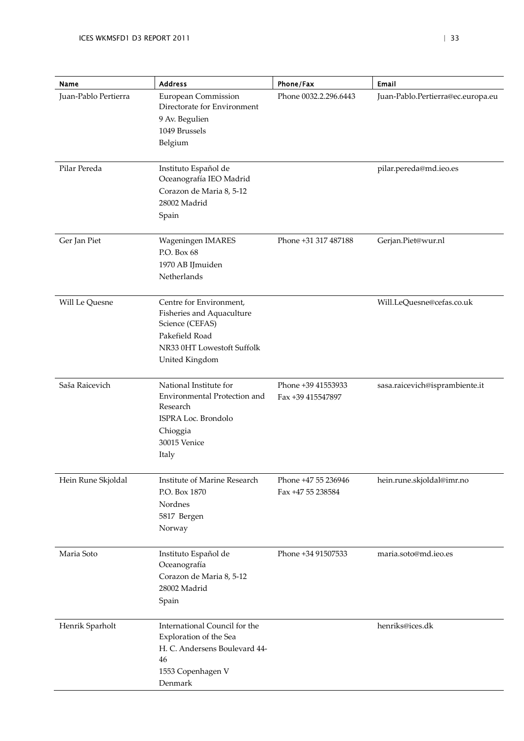| Name | Address | Phone/Fax | Email |
|---|---|---|---|
| Juan-Pablo Pertierra | European Commission Directorate for Environment<br>9 Av. Begulien<br>1049 Brussels<br>Belgium | Phone 0032.2.296.6443 | Juan-Pablo.Pertierra@ec.europa.eu |
| Pilar Pereda | Instituto Español de Oceanografía IEO Madrid<br>Corazon de Maria 8, 5-12<br>28002 Madrid<br>Spain | | pilar.pereda@md.ieo.es |
| Ger Jan Piet | Wageningen IMARES<br>P.O. Box 68<br>1970 AB IJmuiden<br>Netherlands | Phone +31 317 487188 | Gerjan.Piet@wur.nl |
| Will Le Quesne | Centre for Environment, Fisheries and Aquaculture Science (CEFAS)<br>Pakefield Road<br>NR33 0HT Lowestoft Suffolk<br>United Kingdom | | Will.LeQuesne@cefas.co.uk |
| Saša Raicevich | National Institute for Environmental Protection and Research<br>ISPRA Loc. Brondolo<br>Chioggia<br>30015 Venice<br>Italy | Phone +39 41553933<br>Fax +39 415547897 | sasa.raicevich@isprambiente.it |
| Hein Rune Skjoldal | Institute of Marine Research<br>P.O. Box 1870<br>Nordnes<br>5817 Bergen<br>Norway | Phone +47 55 236946<br>Fax +47 55 238584 | hein.rune.skjoldal@imr.no |
| Maria Soto | Instituto Español de Oceanografía<br>Corazon de Maria 8, 5-12<br>28002 Madrid<br>Spain | Phone +34 91507533 | maria.soto@md.ieo.es |
| Henrik Sparholt | International Council for the Exploration of the Sea<br>H. C. Andersens Boulevard 44-46<br>1553 Copenhagen V<br>Denmark | | henriks@ices.dk |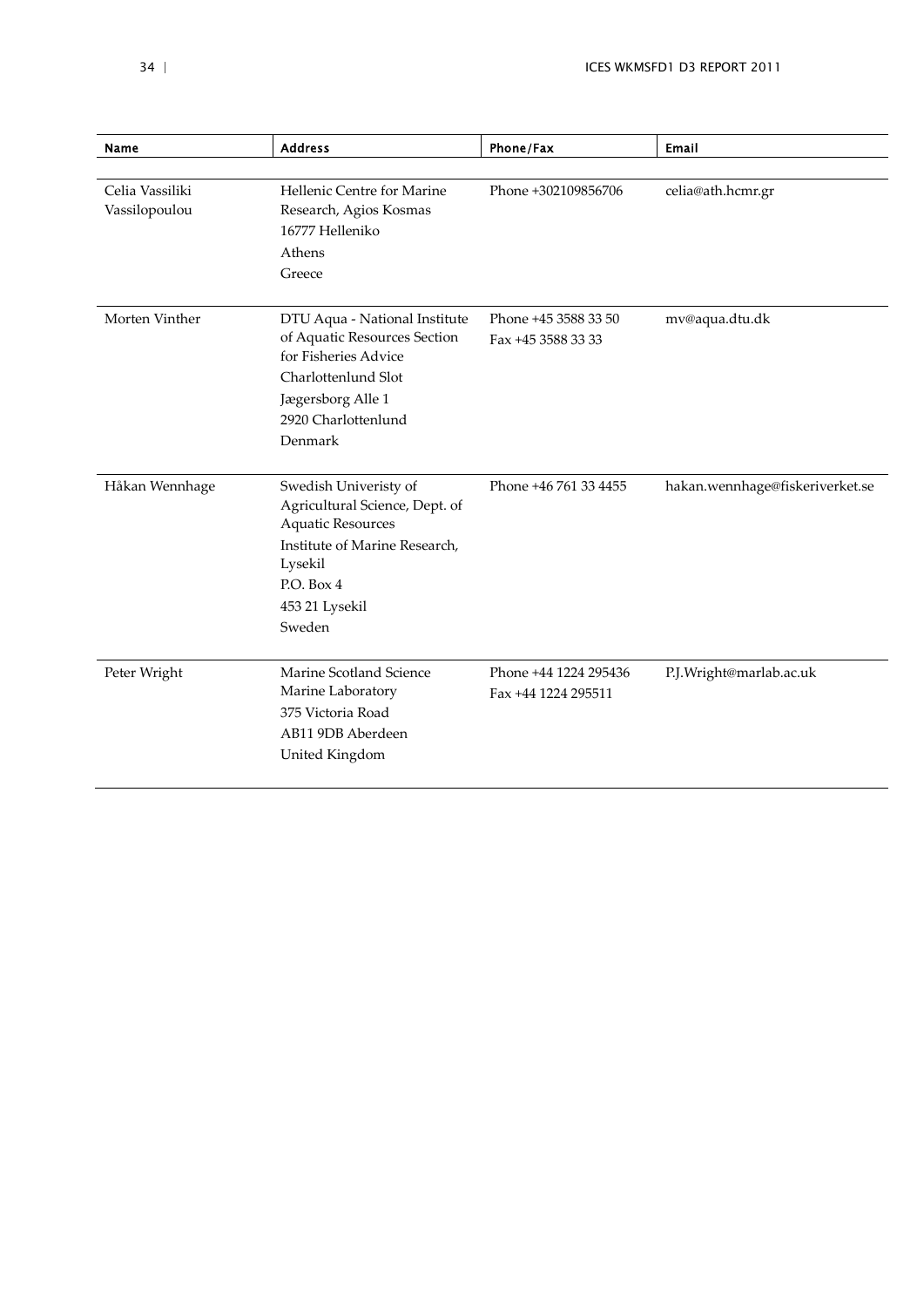| Name | Address | Phone/Fax | Email |
|---|---|---|---|
| Celia Vassiliki Vassilopoulou | Hellenic Centre for Marine Research, Agios Kosmas<br>16777 Helleniko<br>Athens<br>Greece | Phone +302109856706 | celia@ath.hcmr.gr |
| Morten Vinther | DTU Aqua - National Institute of Aquatic Resources Section for Fisheries Advice<br>Charlottenlund Slot<br>Jægersborg Alle 1<br>2920 Charlottenlund<br>Denmark | Phone +45 3588 33 50<br>Fax +45 3588 33 33 | mv@aqua.dtu.dk |
| Håkan Wennhage | Swedish Univeristy of Agricultural Science, Dept. of Aquatic Resources<br>Institute of Marine Research, Lysekil<br>P.O. Box 4<br>453 21 Lysekil<br>Sweden | Phone +46 761 33 4455 | hakan.wennhage@fiskeriverket.se |
| Peter Wright | Marine Scotland Science Marine Laboratory<br>375 Victoria Road<br>AB11 9DB Aberdeen<br>United Kingdom | Phone +44 1224 295436<br>Fax +44 1224 295511 | P.J.Wright@marlab.ac.uk |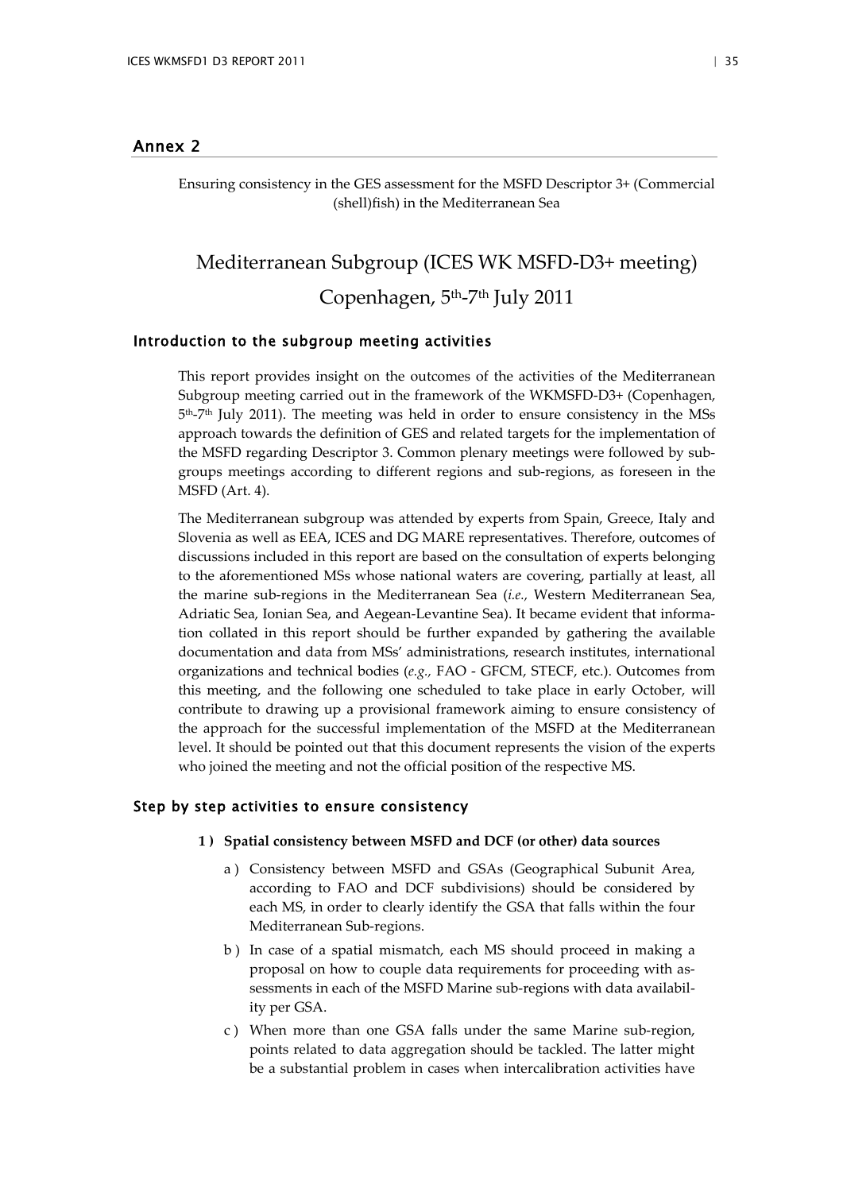## Annex 2

Ensuring consistency in the GES assessment for the MSFD Descriptor 3+ (Commercial (shell)fish) in the Mediterranean Sea

# Mediterranean Subgroup (ICES WK MSFD-D3+ meeting)
# Copenhagen, 5th-7th July 2011

### Introduction to the subgroup meeting activities

This report provides insight on the outcomes of the activities of the Mediterranean Subgroup meeting carried out in the framework of the WKMSFD-D3+ (Copenhagen, 5th-7th July 2011). The meeting was held in order to ensure consistency in the MSs approach towards the definition of GES and related targets for the implementation of the MSFD regarding Descriptor 3. Common plenary meetings were followed by subgroups meetings according to different regions and sub-regions, as foreseen in the MSFD (Art. 4).

The Mediterranean subgroup was attended by experts from Spain, Greece, Italy and Slovenia as well as EEA, ICES and DG MARE representatives. Therefore, outcomes of discussions included in this report are based on the consultation of experts belonging to the aforementioned MSs whose national waters are covering, partially at least, all the marine sub-regions in the Mediterranean Sea (*i.e.,* Western Mediterranean Sea, Adriatic Sea, Ionian Sea, and Aegean-Levantine Sea). It became evident that information collated in this report should be further expanded by gathering the available documentation and data from MSs' administrations, research institutes, international organizations and technical bodies (*e.g.,* FAO - GFCM, STECF, etc.). Outcomes from this meeting, and the following one scheduled to take place in early October, will contribute to drawing up a provisional framework aiming to ensure consistency of the approach for the successful implementation of the MSFD at the Mediterranean level. It should be pointed out that this document represents the vision of the experts who joined the meeting and not the official position of the respective MS.

### Step by step activities to ensure consistency

1 ) **Spatial consistency between MSFD and DCF (or other) data sources**

   a ) Consistency between MSFD and GSAs (Geographical Subunit Area, according to FAO and DCF subdivisions) should be considered by each MS, in order to clearly identify the GSA that falls within the four Mediterranean Sub-regions.

   b ) In case of a spatial mismatch, each MS should proceed in making a proposal on how to couple data requirements for proceeding with assessments in each of the MSFD Marine sub-regions with data availability per GSA.

   c ) When more than one GSA falls under the same Marine sub-region, points related to data aggregation should be tackled. The latter might be a substantial problem in cases when intercalibration activities have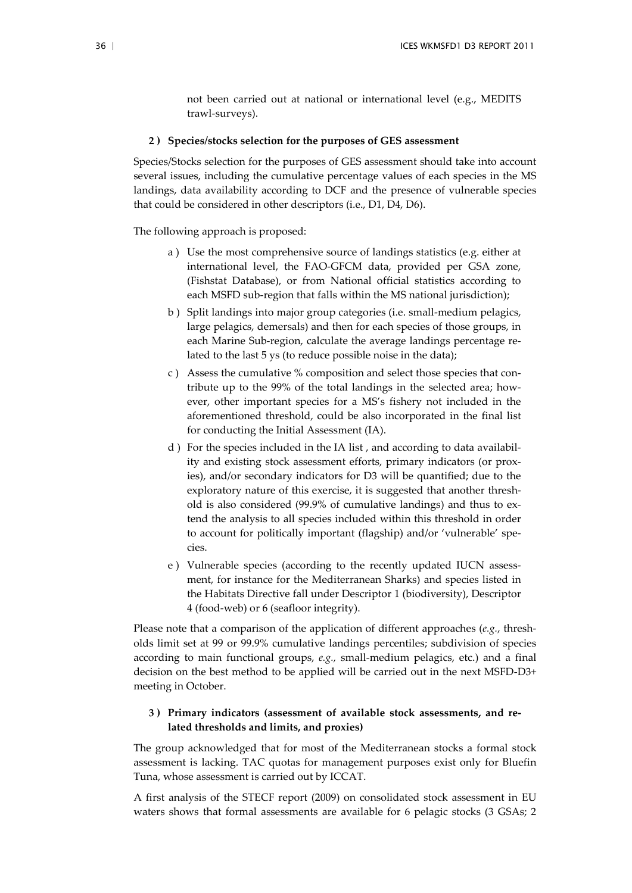not been carried out at national or international level (e.g., MEDITS trawl-surveys).

**2 ) Species/stocks selection for the purposes of GES assessment**

Species/Stocks selection for the purposes of GES assessment should take into account several issues, including the cumulative percentage values of each species in the MS landings, data availability according to DCF and the presence of vulnerable species that could be considered in other descriptors (i.e., D1, D4, D6).

The following approach is proposed:

a ) Use the most comprehensive source of landings statistics (e.g. either at international level, the FAO-GFCM data, provided per GSA zone, (Fishstat Database), or from National official statistics according to each MSFD sub-region that falls within the MS national jurisdiction);

b ) Split landings into major group categories (i.e. small-medium pelagics, large pelagics, demersals) and then for each species of those groups, in each Marine Sub-region, calculate the average landings percentage related to the last 5 ys (to reduce possible noise in the data);

c ) Assess the cumulative % composition and select those species that contribute up to the 99% of the total landings in the selected area; however, other important species for a MS's fishery not included in the aforementioned threshold, could be also incorporated in the final list for conducting the Initial Assessment (IA).

d ) For the species included in the IA list , and according to data availability and existing stock assessment efforts, primary indicators (or proxies), and/or secondary indicators for D3 will be quantified; due to the exploratory nature of this exercise, it is suggested that another threshold is also considered (99.9% of cumulative landings) and thus to extend the analysis to all species included within this threshold in order to account for politically important (flagship) and/or 'vulnerable' species.

e ) Vulnerable species (according to the recently updated IUCN assessment, for instance for the Mediterranean Sharks) and species listed in the Habitats Directive fall under Descriptor 1 (biodiversity), Descriptor 4 (food-web) or 6 (seafloor integrity).

Please note that a comparison of the application of different approaches (*e.g.*, thresholds limit set at 99 or 99.9% cumulative landings percentiles; subdivision of species according to main functional groups, *e.g.,* small-medium pelagics, etc.) and a final decision on the best method to be applied will be carried out in the next MSFD-D3+ meeting in October.

**3 ) Primary indicators (assessment of available stock assessments, and related thresholds and limits, and proxies)**

The group acknowledged that for most of the Mediterranean stocks a formal stock assessment is lacking. TAC quotas for management purposes exist only for Bluefin Tuna, whose assessment is carried out by ICCAT.

A first analysis of the STECF report (2009) on consolidated stock assessment in EU waters shows that formal assessments are available for 6 pelagic stocks (3 GSAs; 2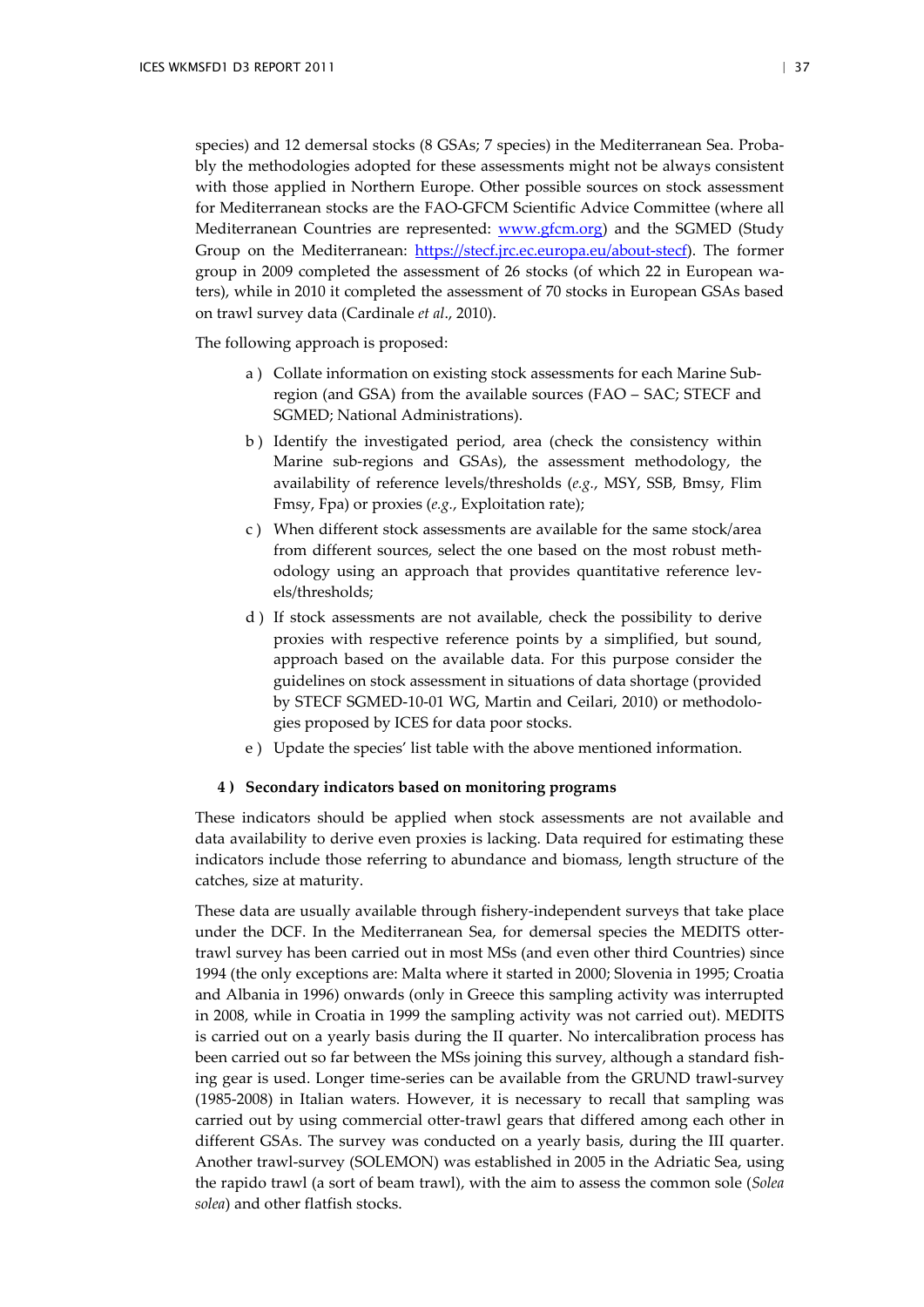species) and 12 demersal stocks (8 GSAs; 7 species) in the Mediterranean Sea. Probably the methodologies adopted for these assessments might not be always consistent with those applied in Northern Europe. Other possible sources on stock assessment for Mediterranean stocks are the FAO-GFCM Scientific Advice Committee (where all Mediterranean Countries are represented: [www.gfcm.org](www.gfcm.org)) and the SGMED (Study Group on the Mediterranean: [https://stecf.jrc.ec.europa.eu/about-stecf](https://stecf.jrc.ec.europa.eu/about-stecf)). The former group in 2009 completed the assessment of 26 stocks (of which 22 in European waters), while in 2010 it completed the assessment of 70 stocks in European GSAs based on trawl survey data (Cardinale *et al*., 2010).

The following approach is proposed:

a ) Collate information on existing stock assessments for each Marine Subregion (and GSA) from the available sources (FAO – SAC; STECF and SGMED; National Administrations).

b ) Identify the investigated period, area (check the consistency within Marine sub-regions and GSAs), the assessment methodology, the availability of reference levels/thresholds (*e.g.*, MSY, SSB, Bmsy, Flim Fmsy, Fpa) or proxies (*e.g.*, Exploitation rate);

c ) When different stock assessments are available for the same stock/area from different sources, select the one based on the most robust methodology using an approach that provides quantitative reference levels/thresholds;

d ) If stock assessments are not available, check the possibility to derive proxies with respective reference points by a simplified, but sound, approach based on the available data. For this purpose consider the guidelines on stock assessment in situations of data shortage (provided by STECF SGMED-10-01 WG, Martin and Ceilari, 2010) or methodologies proposed by ICES for data poor stocks.

e ) Update the species' list table with the above mentioned information.

**4 ) Secondary indicators based on monitoring programs**

These indicators should be applied when stock assessments are not available and data availability to derive even proxies is lacking. Data required for estimating these indicators include those referring to abundance and biomass, length structure of the catches, size at maturity.

These data are usually available through fishery-independent surveys that take place under the DCF. In the Mediterranean Sea, for demersal species the MEDITS otter-trawl survey has been carried out in most MSs (and even other third Countries) since 1994 (the only exceptions are: Malta where it started in 2000; Slovenia in 1995; Croatia and Albania in 1996) onwards (only in Greece this sampling activity was interrupted in 2008, while in Croatia in 1999 the sampling activity was not carried out). MEDITS is carried out on a yearly basis during the II quarter. No intercalibration process has been carried out so far between the MSs joining this survey, although a standard fishing gear is used. Longer time-series can be available from the GRUND trawl-survey (1985-2008) in Italian waters. However, it is necessary to recall that sampling was carried out by using commercial otter-trawl gears that differed among each other in different GSAs. The survey was conducted on a yearly basis, during the III quarter. Another trawl-survey (SOLEMON) was established in 2005 in the Adriatic Sea, using the rapido trawl (a sort of beam trawl), with the aim to assess the common sole (*Solea solea*) and other flatfish stocks.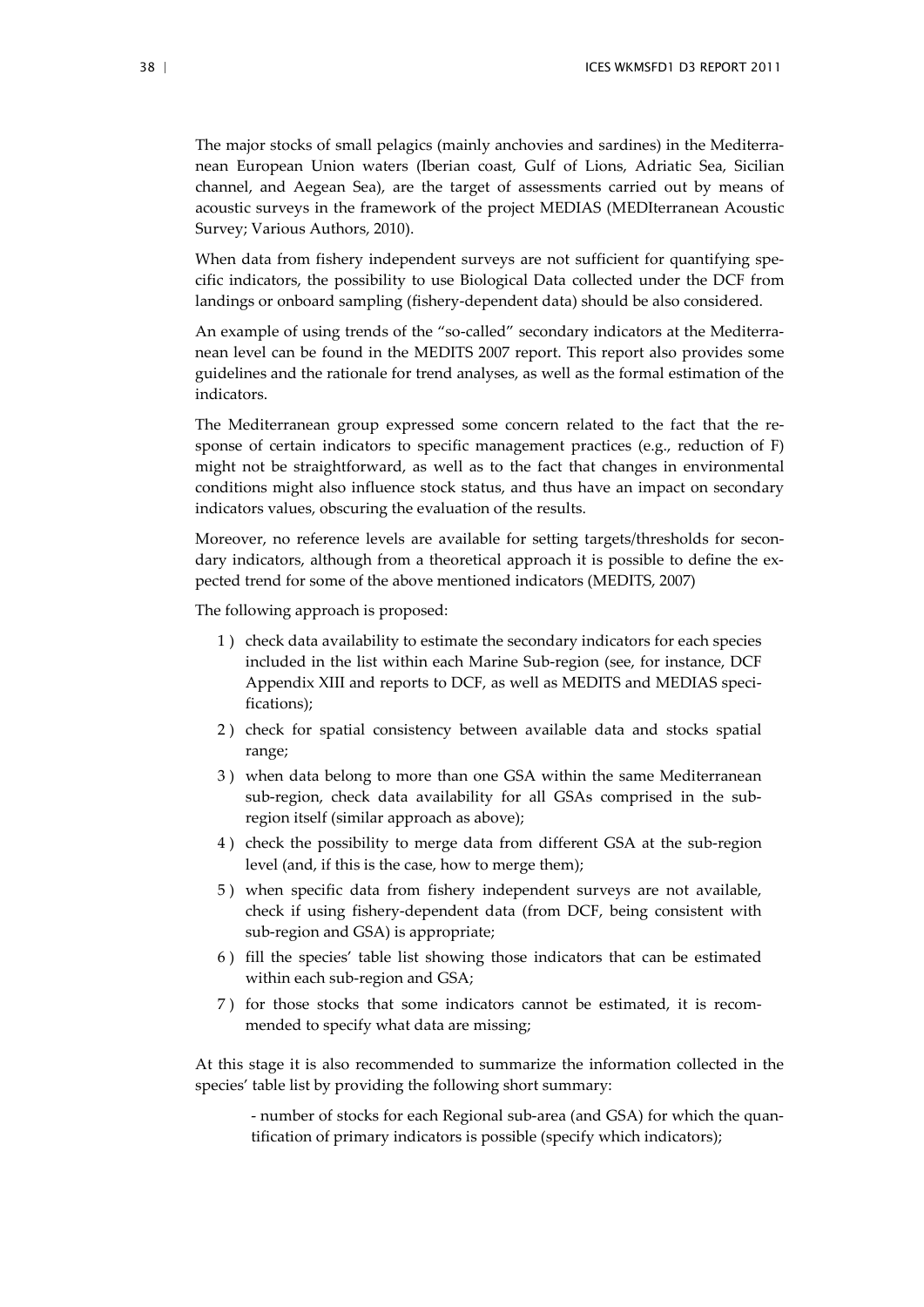The major stocks of small pelagics (mainly anchovies and sardines) in the Mediterranean European Union waters (Iberian coast, Gulf of Lions, Adriatic Sea, Sicilian channel, and Aegean Sea), are the target of assessments carried out by means of acoustic surveys in the framework of the project MEDIAS (MEDIterranean Acoustic Survey; Various Authors, 2010).

When data from fishery independent surveys are not sufficient for quantifying specific indicators, the possibility to use Biological Data collected under the DCF from landings or onboard sampling (fishery-dependent data) should be also considered.

An example of using trends of the "so-called" secondary indicators at the Mediterranean level can be found in the MEDITS 2007 report. This report also provides some guidelines and the rationale for trend analyses, as well as the formal estimation of the indicators.

The Mediterranean group expressed some concern related to the fact that the response of certain indicators to specific management practices (e.g., reduction of F) might not be straightforward, as well as to the fact that changes in environmental conditions might also influence stock status, and thus have an impact on secondary indicators values, obscuring the evaluation of the results.

Moreover, no reference levels are available for setting targets/thresholds for secondary indicators, although from a theoretical approach it is possible to define the expected trend for some of the above mentioned indicators (MEDITS, 2007)

The following approach is proposed:

1 ) check data availability to estimate the secondary indicators for each species included in the list within each Marine Sub-region (see, for instance, DCF Appendix XIII and reports to DCF, as well as MEDITS and MEDIAS specifications);
2 ) check for spatial consistency between available data and stocks spatial range;
3 ) when data belong to more than one GSA within the same Mediterranean sub-region, check data availability for all GSAs comprised in the sub-region itself (similar approach as above);
4 ) check the possibility to merge data from different GSA at the sub-region level (and, if this is the case, how to merge them);
5 ) when specific data from fishery independent surveys are not available, check if using fishery-dependent data (from DCF, being consistent with sub-region and GSA) is appropriate;
6 ) fill the species' table list showing those indicators that can be estimated within each sub-region and GSA;
7 ) for those stocks that some indicators cannot be estimated, it is recommended to specify what data are missing;

At this stage it is also recommended to summarize the information collected in the species' table list by providing the following short summary:

- number of stocks for each Regional sub-area (and GSA) for which the quantification of primary indicators is possible (specify which indicators);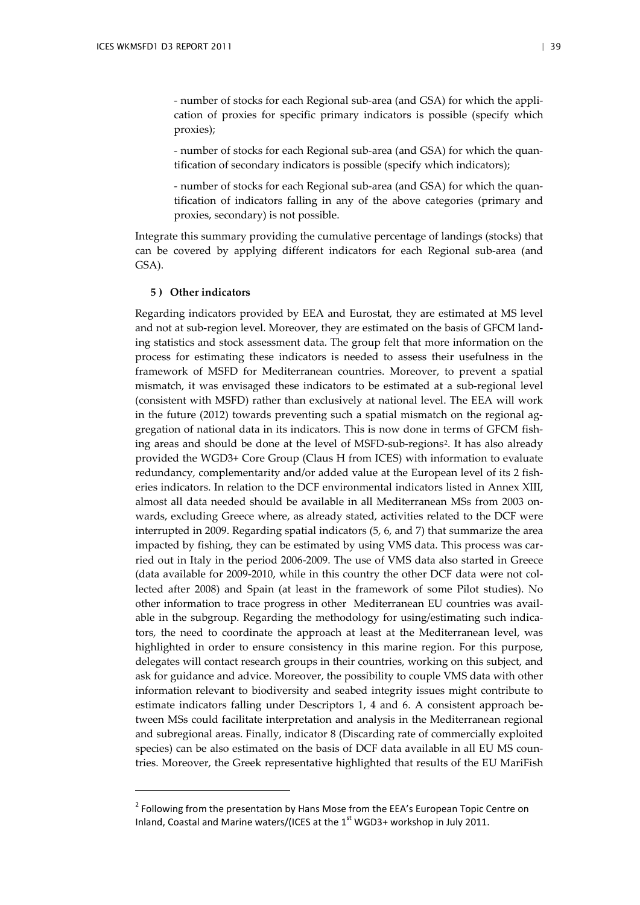- number of stocks for each Regional sub-area (and GSA) for which the application of proxies for specific primary indicators is possible (specify which proxies);

- number of stocks for each Regional sub-area (and GSA) for which the quantification of secondary indicators is possible (specify which indicators);

- number of stocks for each Regional sub-area (and GSA) for which the quantification of indicators falling in any of the above categories (primary and proxies, secondary) is not possible.

Integrate this summary providing the cumulative percentage of landings (stocks) that can be covered by applying different indicators for each Regional sub-area (and GSA).

**5 ) Other indicators**

Regarding indicators provided by EEA and Eurostat, they are estimated at MS level and not at sub-region level. Moreover, they are estimated on the basis of GFCM landing statistics and stock assessment data. The group felt that more information on the process for estimating these indicators is needed to assess their usefulness in the framework of MSFD for Mediterranean countries. Moreover, to prevent a spatial mismatch, it was envisaged these indicators to be estimated at a sub-regional level (consistent with MSFD) rather than exclusively at national level. The EEA will work in the future (2012) towards preventing such a spatial mismatch on the regional aggregation of national data in its indicators. This is now done in terms of GFCM fishing areas and should be done at the level of MSFD-sub-regions[2]. It has also already provided the WGD3+ Core Group (Claus H from ICES) with information to evaluate redundancy, complementarity and/or added value at the European level of its 2 fisheries indicators. In relation to the DCF environmental indicators listed in Annex XIII, almost all data needed should be available in all Mediterranean MSs from 2003 onwards, excluding Greece where, as already stated, activities related to the DCF were interrupted in 2009. Regarding spatial indicators (5, 6, and 7) that summarize the area impacted by fishing, they can be estimated by using VMS data. This process was carried out in Italy in the period 2006-2009. The use of VMS data also started in Greece (data available for 2009-2010, while in this country the other DCF data were not collected after 2008) and Spain (at least in the framework of some Pilot studies). No other information to trace progress in other Mediterranean EU countries was available in the subgroup. Regarding the methodology for using/estimating such indicators, the need to coordinate the approach at least at the Mediterranean level, was highlighted in order to ensure consistency in this marine region. For this purpose, delegates will contact research groups in their countries, working on this subject, and ask for guidance and advice. Moreover, the possibility to couple VMS data with other information relevant to biodiversity and seabed integrity issues might contribute to estimate indicators falling under Descriptors 1, 4 and 6. A consistent approach between MSs could facilitate interpretation and analysis in the Mediterranean regional and subregional areas. Finally, indicator 8 (Discarding rate of commercially exploited species) can be also estimated on the basis of DCF data available in all EU MS countries. Moreover, the Greek representative highlighted that results of the EU MariFish

[2] Following from the presentation by Hans Mose from the EEA's European Topic Centre on Inland, Coastal and Marine waters/(ICES at the 1st WGD3+ workshop in July 2011.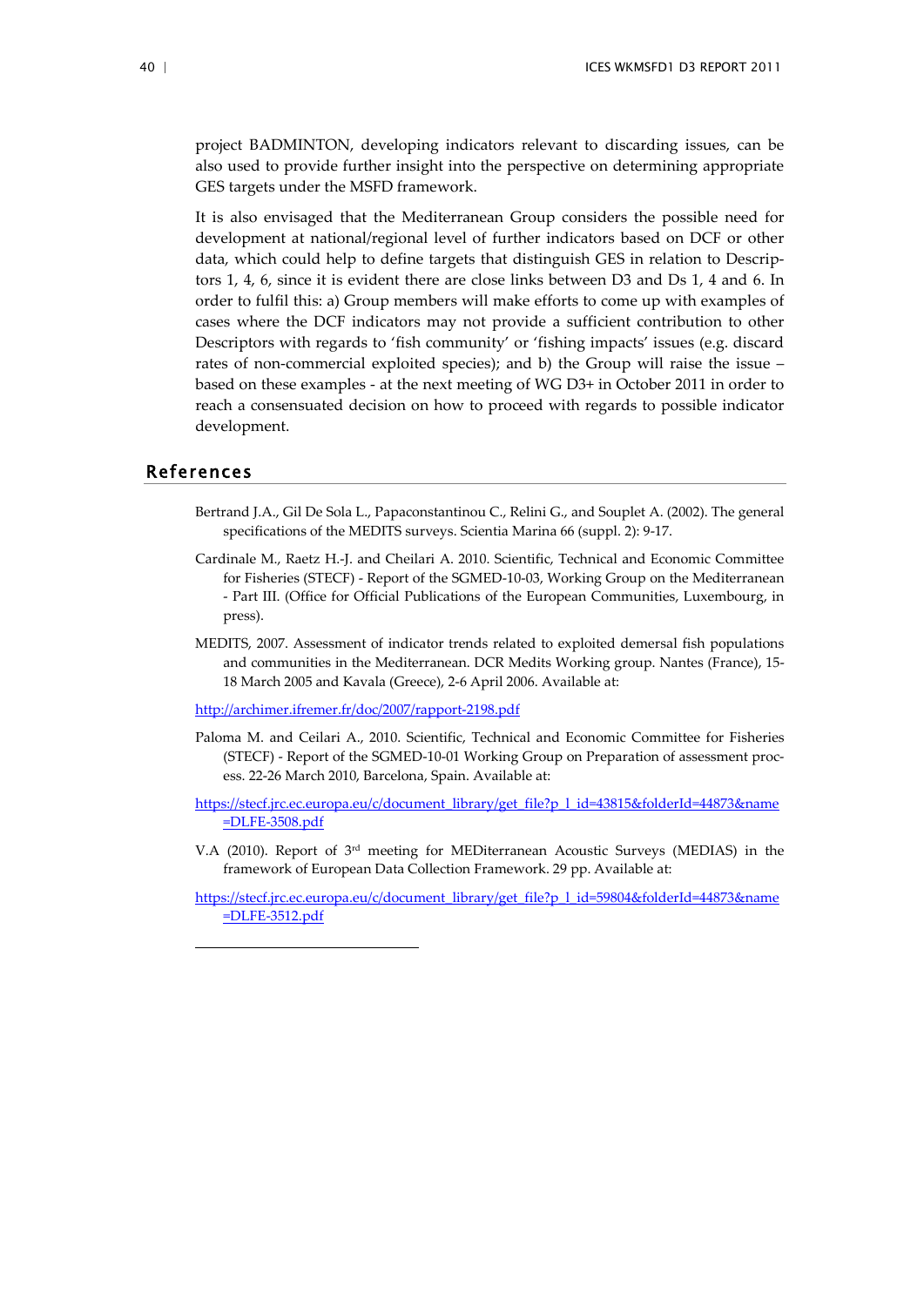project BADMINTON, developing indicators relevant to discarding issues, can be also used to provide further insight into the perspective on determining appropriate GES targets under the MSFD framework.

It is also envisaged that the Mediterranean Group considers the possible need for development at national/regional level of further indicators based on DCF or other data, which could help to define targets that distinguish GES in relation to Descriptors 1, 4, 6, since it is evident there are close links between D3 and Ds 1, 4 and 6. In order to fulfil this: a) Group members will make efforts to come up with examples of cases where the DCF indicators may not provide a sufficient contribution to other Descriptors with regards to 'fish community' or 'fishing impacts' issues (e.g. discard rates of non-commercial exploited species); and b) the Group will raise the issue – based on these examples - at the next meeting of WG D3+ in October 2011 in order to reach a consensuated decision on how to proceed with regards to possible indicator development.

## References

Bertrand J.A., Gil De Sola L., Papaconstantinou C., Relini G., and Souplet A. (2002). The general specifications of the MEDITS surveys. Scientia Marina 66 (suppl. 2): 9-17.

Cardinale M., Raetz H.-J. and Cheilari A. 2010. Scientific, Technical and Economic Committee for Fisheries (STECF) - Report of the SGMED-10-03, Working Group on the Mediterranean - Part III. (Office for Official Publications of the European Communities, Luxembourg, in press).

MEDITS, 2007. Assessment of indicator trends related to exploited demersal fish populations and communities in the Mediterranean. DCR Medits Working group. Nantes (France), 15-18 March 2005 and Kavala (Greece), 2-6 April 2006. Available at:

http://archimer.ifremer.fr/doc/2007/rapport-2198.pdf

Paloma M. and Ceilari A., 2010. Scientific, Technical and Economic Committee for Fisheries (STECF) - Report of the SGMED-10-01 Working Group on Preparation of assessment process. 22-26 March 2010, Barcelona, Spain. Available at:

https://stecf.jrc.ec.europa.eu/c/document_library/get_file?p_l_id=43815&folderId=44873&name=DLFE-3508.pdf

V.A (2010). Report of 3rd meeting for MEDiterranean Acoustic Surveys (MEDIAS) in the framework of European Data Collection Framework. 29 pp. Available at:

https://stecf.jrc.ec.europa.eu/c/document_library/get_file?p_l_id=59804&folderId=44873&name=DLFE-3512.pdf